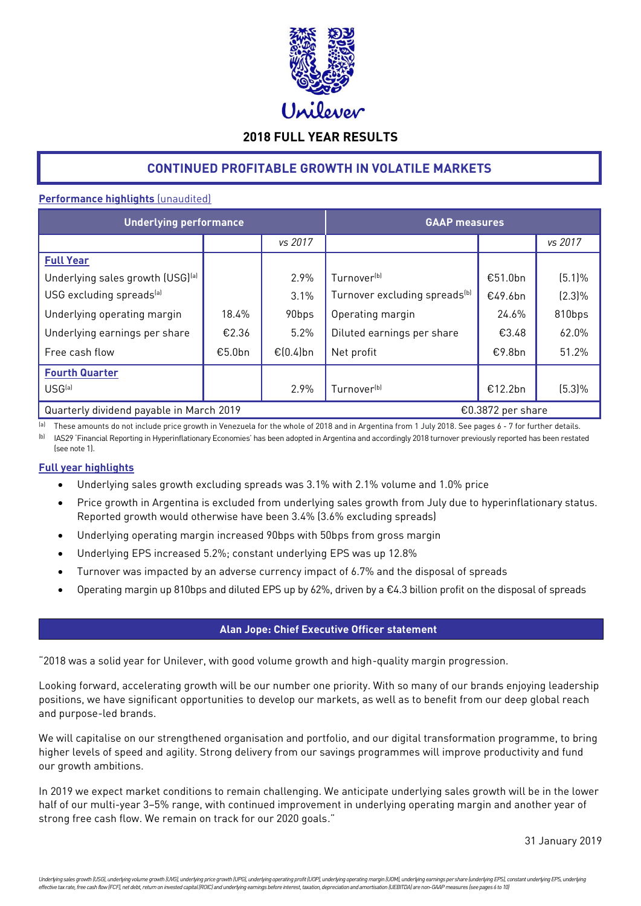Unilever

# 2018 FULL YEAR RESULTS

## CONTINUED PROFITABLE GROWTH IN VOLATILE MARKETS

**Performance highlights** (unaudited)

| Underlying performance | | | GAAP measures | | |
|---|---|---|---|---|---|
| | | *vs 2017* | | | *vs 2017* |
| **Full Year** | | | | | |
| Underlying sales growth (USG)[a] | | 2.9% | Turnover[b] | €51.0bn | (5.1)% |
| USG excluding spreads[a] | | 3.1% | Turnover excluding spreads[b] | €49.6bn | (2.3)% |
| Underlying operating margin | 18.4% | 90bps | Operating margin | 24.6% | 810bps |
| Underlying earnings per share | €2.36 | 5.2% | Diluted earnings per share | €3.48 | 62.0% |
| Free cash flow | €5.0bn | €(0.4)bn | Net profit | €9.8bn | 51.2% |
| **Fourth Quarter** | | | | | |
| USG[a] | | 2.9% | Turnover[b] | €12.2bn | (5.3)% |
| Quarterly dividend payable in March 2019 | | | €0.3872 per share | | |

[a] These amounts do not include price growth in Venezuela for the whole of 2018 and in Argentina from 1 July 2018. See pages 6 - 7 for further details.

[b] IAS29 'Financial Reporting in Hyperinflationary Economies' has been adopted in Argentina and accordingly 2018 turnover previously reported has been restated (see note 1).

**Full year highlights**

- Underlying sales growth excluding spreads was 3.1% with 2.1% volume and 1.0% price
- Price growth in Argentina is excluded from underlying sales growth from July due to hyperinflationary status. Reported growth would otherwise have been 3.4% (3.6% excluding spreads)
- Underlying operating margin increased 90bps with 50bps from gross margin
- Underlying EPS increased 5.2%; constant underlying EPS was up 12.8%
- Turnover was impacted by an adverse currency impact of 6.7% and the disposal of spreads
- Operating margin up 810bps and diluted EPS up by 62%, driven by a €4.3 billion profit on the disposal of spreads

### Alan Jope: Chief Executive Officer statement

"2018 was a solid year for Unilever, with good volume growth and high-quality margin progression.

Looking forward, accelerating growth will be our number one priority. With so many of our brands enjoying leadership positions, we have significant opportunities to develop our markets, as well as to benefit from our deep global reach and purpose-led brands.

We will capitalise on our strengthened organisation and portfolio, and our digital transformation programme, to bring higher levels of speed and agility. Strong delivery from our savings programmes will improve productivity and fund our growth ambitions.

In 2019 we expect market conditions to remain challenging. We anticipate underlying sales growth will be in the lower half of our multi-year 3–5% range, with continued improvement in underlying operating margin and another year of strong free cash flow. We remain on track for our 2020 goals."

31 January 2019

*Underlying sales growth (USG), underlying volume growth (UVG), underlying price growth (UPG), underlying operating profit (UOP), underlying operating margin (UOM), underlying earnings per share (underlying EPS), constant underlying EPS, underlying effective tax rate, free cash flow (FCF), net debt, return on invested capital (ROIC) and underlying earnings before interest, taxation, depreciation and amortisation (UEBITDA) are non-GAAP measures (see pages 6 to 10)*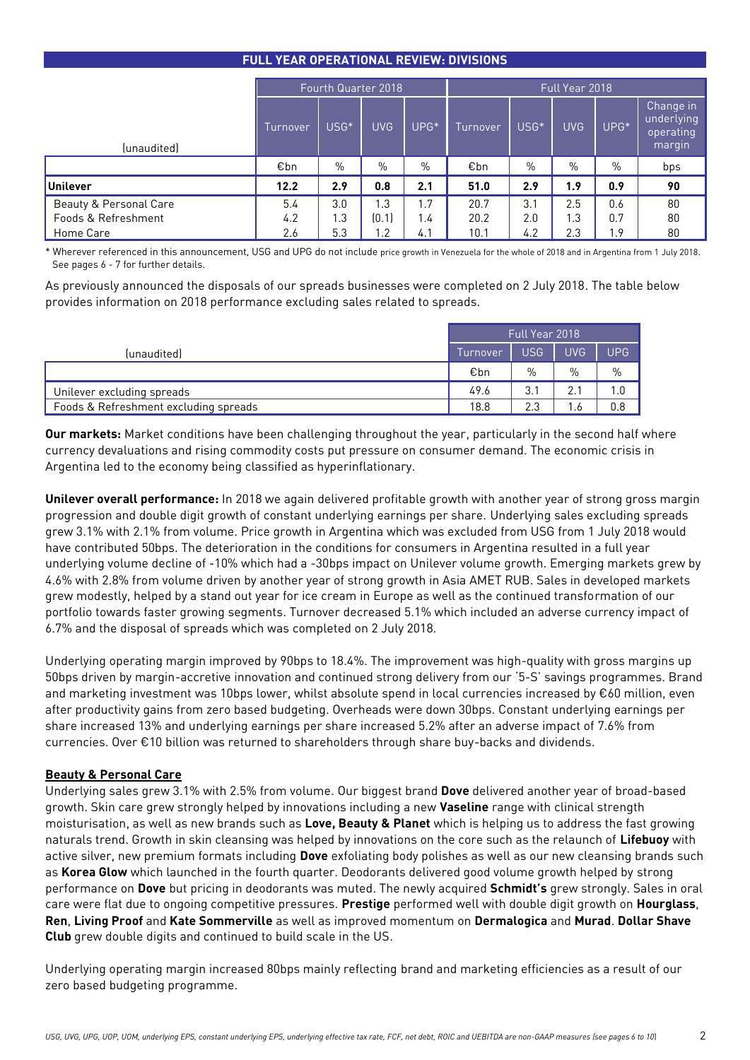## FULL YEAR OPERATIONAL REVIEW: DIVISIONS

| (unaudited) | Fourth Quarter 2018 | | | | Full Year 2018 | | | | |
|---|---|---|---|---|---|---|---|---|---|
| | Turnover | USG* | UVG | UPG* | Turnover | USG* | UVG | UPG* | Change in underlying operating margin |
| | €bn | % | % | % | €bn | % | % | % | bps |
| **Unilever** | **12.2** | **2.9** | **0.8** | **2.1** | **51.0** | **2.9** | **1.9** | **0.9** | **90** |
| Beauty & Personal Care | 5.4 | 3.0 | 1.3 | 1.7 | 20.7 | 3.1 | 2.5 | 0.6 | 80 |
| Foods & Refreshment | 4.2 | 1.3 | (0.1) | 1.4 | 20.2 | 2.0 | 1.3 | 0.7 | 80 |
| Home Care | 2.6 | 5.3 | 1.2 | 4.1 | 10.1 | 4.2 | 2.3 | 1.9 | 80 |

* Wherever referenced in this announcement, USG and UPG do not include price growth in Venezuela for the whole of 2018 and in Argentina from 1 July 2018. See pages 6 - 7 for further details.

As previously announced the disposals of our spreads businesses were completed on 2 July 2018. The table below provides information on 2018 performance excluding sales related to spreads.

| (unaudited) | Full Year 2018 | | | |
|---|---|---|---|---|
| | Turnover | USG | UVG | UPG |
| | €bn | % | % | % |
| Unilever excluding spreads | 49.6 | 3.1 | 2.1 | 1.0 |
| Foods & Refreshment excluding spreads | 18.8 | 2.3 | 1.6 | 0.8 |

**Our markets:** Market conditions have been challenging throughout the year, particularly in the second half where currency devaluations and rising commodity costs put pressure on consumer demand. The economic crisis in Argentina led to the economy being classified as hyperinflationary.

**Unilever overall performance:** In 2018 we again delivered profitable growth with another year of strong gross margin progression and double digit growth of constant underlying earnings per share. Underlying sales excluding spreads grew 3.1% with 2.1% from volume. Price growth in Argentina which was excluded from USG from 1 July 2018 would have contributed 50bps. The deterioration in the conditions for consumers in Argentina resulted in a full year underlying volume decline of -10% which had a -30bps impact on Unilever volume growth. Emerging markets grew by 4.6% with 2.8% from volume driven by another year of strong growth in Asia AMET RUB. Sales in developed markets grew modestly, helped by a stand out year for ice cream in Europe as well as the continued transformation of our portfolio towards faster growing segments. Turnover decreased 5.1% which included an adverse currency impact of 6.7% and the disposal of spreads which was completed on 2 July 2018.

Underlying operating margin improved by 90bps to 18.4%. The improvement was high-quality with gross margins up 50bps driven by margin-accretive innovation and continued strong delivery from our '5-S' savings programmes. Brand and marketing investment was 10bps lower, whilst absolute spend in local currencies increased by €60 million, even after productivity gains from zero based budgeting. Overheads were down 30bps. Constant underlying earnings per share increased 13% and underlying earnings per share increased 5.2% after an adverse impact of 7.6% from currencies. Over €10 billion was returned to shareholders through share buy-backs and dividends.

### Beauty & Personal Care

Underlying sales grew 3.1% with 2.5% from volume. Our biggest brand **Dove** delivered another year of broad-based growth. Skin care grew strongly helped by innovations including a new **Vaseline** range with clinical strength moisturisation, as well as new brands such as **Love, Beauty & Planet** which is helping us to address the fast growing naturals trend. Growth in skin cleansing was helped by innovations on the core such as the relaunch of **Lifebuoy** with active silver, new premium formats including **Dove** exfoliating body polishes as well as our new cleansing brands such as **Korea Glow** which launched in the fourth quarter. Deodorants delivered good volume growth helped by strong performance on **Dove** but pricing in deodorants was muted. The newly acquired **Schmidt's** grew strongly. Sales in oral care were flat due to ongoing competitive pressures. **Prestige** performed well with double digit growth on **Hourglass**, **Ren**, **Living Proof** and **Kate Sommerville** as well as improved momentum on **Dermalogica** and **Murad**. **Dollar Shave Club** grew double digits and continued to build scale in the US.

Underlying operating margin increased 80bps mainly reflecting brand and marketing efficiencies as a result of our zero based budgeting programme.

*USG, UVG, UPG, UOP, UOM, underlying EPS, constant underlying EPS, underlying effective tax rate, FCF, net debt, ROIC and UEBITDA are non-GAAP measures (see pages 6 to 10)*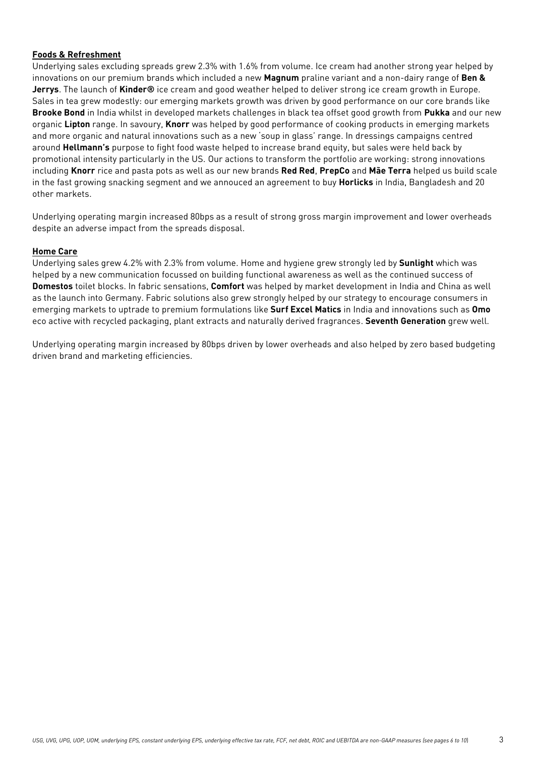**Foods & Refreshment**

Underlying sales excluding spreads grew 2.3% with 1.6% from volume. Ice cream had another strong year helped by innovations on our premium brands which included a new **Magnum** praline variant and a non-dairy range of **Ben & Jerrys**. The launch of **Kinder®** ice cream and good weather helped to deliver strong ice cream growth in Europe. Sales in tea grew modestly: our emerging markets growth was driven by good performance on our core brands like **Brooke Bond** in India whilst in developed markets challenges in black tea offset good growth from **Pukka** and our new organic **Lipton** range. In savoury, **Knorr** was helped by good performance of cooking products in emerging markets and more organic and natural innovations such as a new 'soup in glass' range. In dressings campaigns centred around **Hellmann's** purpose to fight food waste helped to increase brand equity, but sales were held back by promotional intensity particularly in the US. Our actions to transform the portfolio are working: strong innovations including **Knorr** rice and pasta pots as well as our new brands **Red Red**, **PrepCo** and **Mãe Terra** helped us build scale in the fast growing snacking segment and we annouced an agreement to buy **Horlicks** in India, Bangladesh and 20 other markets.

Underlying operating margin increased 80bps as a result of strong gross margin improvement and lower overheads despite an adverse impact from the spreads disposal.

**Home Care**

Underlying sales grew 4.2% with 2.3% from volume. Home and hygiene grew strongly led by **Sunlight** which was helped by a new communication focussed on building functional awareness as well as the continued success of **Domestos** toilet blocks. In fabric sensations, **Comfort** was helped by market development in India and China as well as the launch into Germany. Fabric solutions also grew strongly helped by our strategy to encourage consumers in emerging markets to uptrade to premium formulations like **Surf Excel Matics** in India and innovations such as **Omo** eco active with recycled packaging, plant extracts and naturally derived fragrances. **Seventh Generation** grew well.

Underlying operating margin increased by 80bps driven by lower overheads and also helped by zero based budgeting driven brand and marketing efficiencies.

*USG, UVG, UPG, UOP, UOM, underlying EPS, constant underlying EPS, underlying effective tax rate, FCF, net debt, ROIC and UEBITDA are non-GAAP measures (see pages 6 to 10)*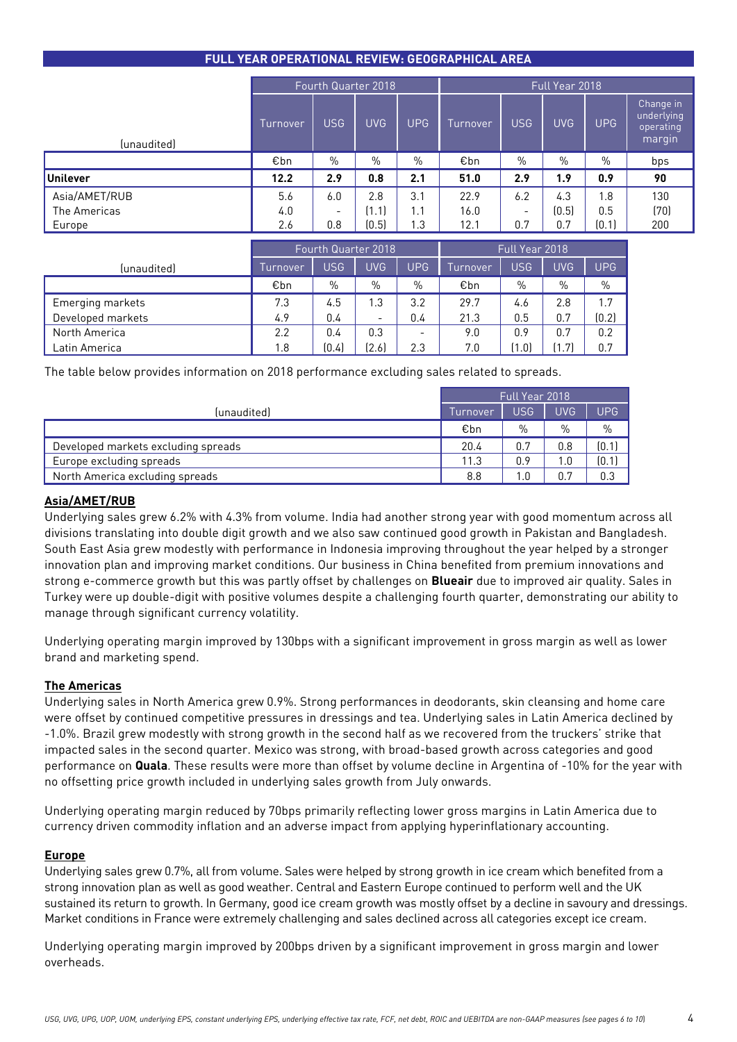## FULL YEAR OPERATIONAL REVIEW: GEOGRAPHICAL AREA

| (unaudited) | Fourth Quarter 2018 | | | | Full Year 2018 | | | | |
|---|---|---|---|---|---|---|---|---|---|
| | Turnover | USG | UVG | UPG | Turnover | USG | UVG | UPG | Change in underlying operating margin |
| | €bn | % | % | % | €bn | % | % | % | bps |
| **Unilever** | **12.2** | **2.9** | **0.8** | **2.1** | **51.0** | **2.9** | **1.9** | **0.9** | **90** |
| Asia/AMET/RUB | 5.6 | 6.0 | 2.8 | 3.1 | 22.9 | 6.2 | 4.3 | 1.8 | 130 |
| The Americas | 4.0 | - | (1.1) | 1.1 | 16.0 | - | (0.5) | 0.5 | (70) |
| Europe | 2.6 | 0.8 | (0.5) | 1.3 | 12.1 | 0.7 | 0.7 | (0.1) | 200 |

| (unaudited) | Fourth Quarter 2018 | | | | Full Year 2018 | | | |
|---|---|---|---|---|---|---|---|---|
| | Turnover | USG | UVG | UPG | Turnover | USG | UVG | UPG |
| | €bn | % | % | % | €bn | % | % | % |
| Emerging markets | 7.3 | 4.5 | 1.3 | 3.2 | 29.7 | 4.6 | 2.8 | 1.7 |
| Developed markets | 4.9 | 0.4 | - | 0.4 | 21.3 | 0.5 | 0.7 | (0.2) |
| North America | 2.2 | 0.4 | 0.3 | - | 9.0 | 0.9 | 0.7 | 0.2 |
| Latin America | 1.8 | (0.4) | (2.6) | 2.3 | 7.0 | (1.0) | (1.7) | 0.7 |

The table below provides information on 2018 performance excluding sales related to spreads.

| (unaudited) | Full Year 2018 | | | |
|---|---|---|---|---|
| | Turnover | USG | UVG | UPG |
| | €bn | % | % | % |
| Developed markets excluding spreads | 20.4 | 0.7 | 0.8 | (0.1) |
| Europe excluding spreads | 11.3 | 0.9 | 1.0 | (0.1) |
| North America excluding spreads | 8.8 | 1.0 | 0.7 | 0.3 |

### Asia/AMET/RUB

Underlying sales grew 6.2% with 4.3% from volume. India had another strong year with good momentum across all divisions translating into double digit growth and we also saw continued good growth in Pakistan and Bangladesh. South East Asia grew modestly with performance in Indonesia improving throughout the year helped by a stronger innovation plan and improving market conditions. Our business in China benefited from premium innovations and strong e-commerce growth but this was partly offset by challenges on **Blueair** due to improved air quality. Sales in Turkey were up double-digit with positive volumes despite a challenging fourth quarter, demonstrating our ability to manage through significant currency volatility.

Underlying operating margin improved by 130bps with a significant improvement in gross margin as well as lower brand and marketing spend.

### The Americas

Underlying sales in North America grew 0.9%. Strong performances in deodorants, skin cleansing and home care were offset by continued competitive pressures in dressings and tea. Underlying sales in Latin America declined by -1.0%. Brazil grew modestly with strong growth in the second half as we recovered from the truckers' strike that impacted sales in the second quarter. Mexico was strong, with broad-based growth across categories and good performance on **Quala**. These results were more than offset by volume decline in Argentina of -10% for the year with no offsetting price growth included in underlying sales growth from July onwards.

Underlying operating margin reduced by 70bps primarily reflecting lower gross margins in Latin America due to currency driven commodity inflation and an adverse impact from applying hyperinflationary accounting.

### Europe

Underlying sales grew 0.7%, all from volume. Sales were helped by strong growth in ice cream which benefited from a strong innovation plan as well as good weather. Central and Eastern Europe continued to perform well and the UK sustained its return to growth. In Germany, good ice cream growth was mostly offset by a decline in savoury and dressings. Market conditions in France were extremely challenging and sales declined across all categories except ice cream.

Underlying operating margin improved by 200bps driven by a significant improvement in gross margin and lower overheads.

*USG, UVG, UPG, UOP, UOM, underlying EPS, constant underlying EPS, underlying effective tax rate, FCF, net debt, ROIC and UEBITDA are non-GAAP measures (see pages 6 to 10)*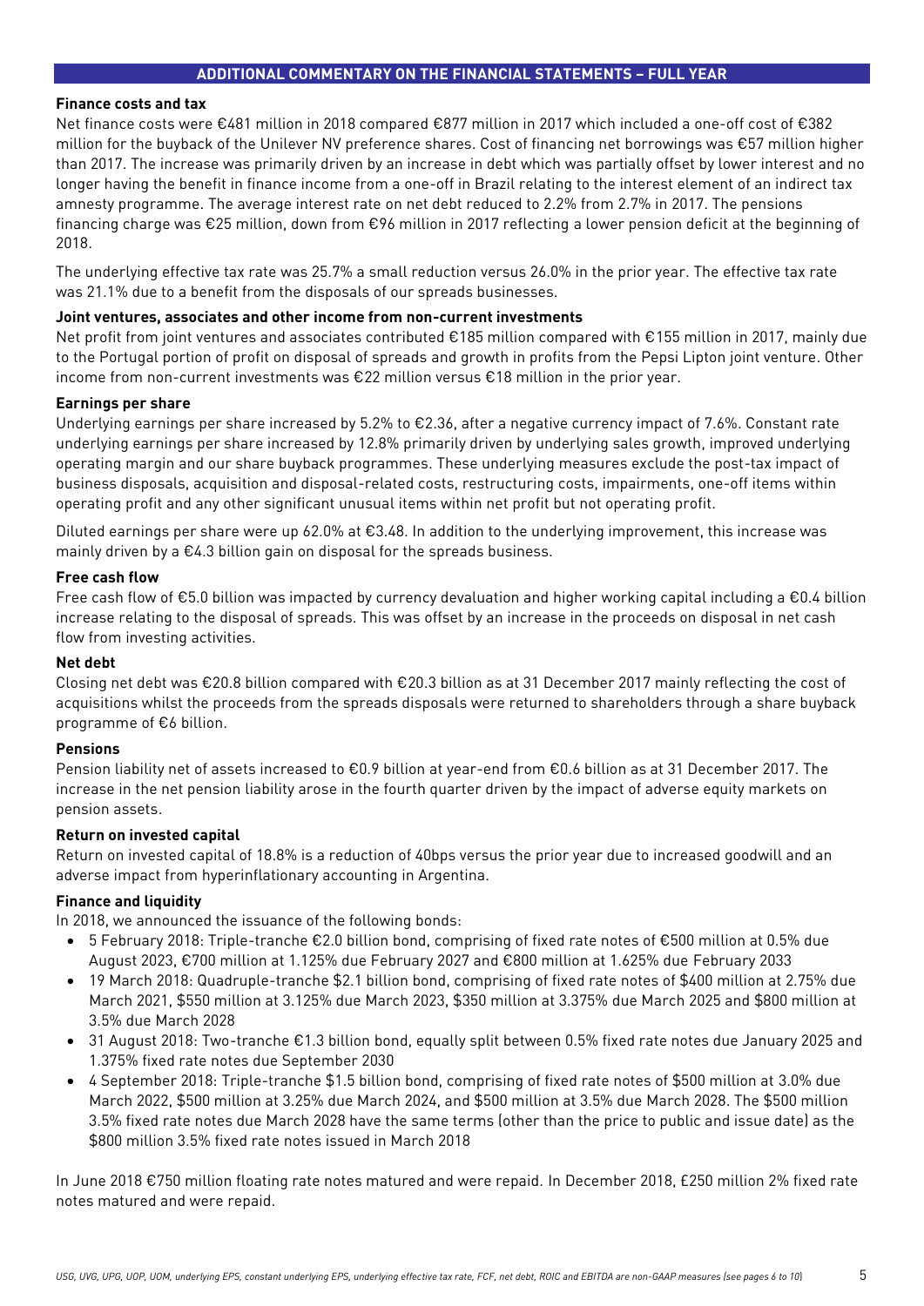## ADDITIONAL COMMENTARY ON THE FINANCIAL STATEMENTS – FULL YEAR

**Finance costs and tax**

Net finance costs were €481 million in 2018 compared €877 million in 2017 which included a one-off cost of €382 million for the buyback of the Unilever NV preference shares. Cost of financing net borrowings was €57 million higher than 2017. The increase was primarily driven by an increase in debt which was partially offset by lower interest and no longer having the benefit in finance income from a one-off in Brazil relating to the interest element of an indirect tax amnesty programme. The average interest rate on net debt reduced to 2.2% from 2.7% in 2017. The pensions financing charge was €25 million, down from €96 million in 2017 reflecting a lower pension deficit at the beginning of 2018.

The underlying effective tax rate was 25.7% a small reduction versus 26.0% in the prior year. The effective tax rate was 21.1% due to a benefit from the disposals of our spreads businesses.

**Joint ventures, associates and other income from non-current investments**

Net profit from joint ventures and associates contributed €185 million compared with €155 million in 2017, mainly due to the Portugal portion of profit on disposal of spreads and growth in profits from the Pepsi Lipton joint venture. Other income from non-current investments was €22 million versus €18 million in the prior year.

**Earnings per share**

Underlying earnings per share increased by 5.2% to €2.36, after a negative currency impact of 7.6%. Constant rate underlying earnings per share increased by 12.8% primarily driven by underlying sales growth, improved underlying operating margin and our share buyback programmes. These underlying measures exclude the post-tax impact of business disposals, acquisition and disposal-related costs, restructuring costs, impairments, one-off items within operating profit and any other significant unusual items within net profit but not operating profit.

Diluted earnings per share were up 62.0% at €3.48. In addition to the underlying improvement, this increase was mainly driven by a €4.3 billion gain on disposal for the spreads business.

**Free cash flow**

Free cash flow of €5.0 billion was impacted by currency devaluation and higher working capital including a €0.4 billion increase relating to the disposal of spreads. This was offset by an increase in the proceeds on disposal in net cash flow from investing activities.

**Net debt**

Closing net debt was €20.8 billion compared with €20.3 billion as at 31 December 2017 mainly reflecting the cost of acquisitions whilst the proceeds from the spreads disposals were returned to shareholders through a share buyback programme of €6 billion.

**Pensions**

Pension liability net of assets increased to €0.9 billion at year-end from €0.6 billion as at 31 December 2017. The increase in the net pension liability arose in the fourth quarter driven by the impact of adverse equity markets on pension assets.

**Return on invested capital**

Return on invested capital of 18.8% is a reduction of 40bps versus the prior year due to increased goodwill and an adverse impact from hyperinflationary accounting in Argentina.

**Finance and liquidity**

In 2018, we announced the issuance of the following bonds:

- 5 February 2018: Triple-tranche €2.0 billion bond, comprising of fixed rate notes of €500 million at 0.5% due August 2023, €700 million at 1.125% due February 2027 and €800 million at 1.625% due February 2033
- 19 March 2018: Quadruple-tranche $2.1 billion bond, comprising of fixed rate notes of $400 million at 2.75% due March 2021, $550 million at 3.125% due March 2023, $350 million at 3.375% due March 2025 and $800 million at 3.5% due March 2028
- 31 August 2018: Two-tranche €1.3 billion bond, equally split between 0.5% fixed rate notes due January 2025 and 1.375% fixed rate notes due September 2030
- 4 September 2018: Triple-tranche $1.5 billion bond, comprising of fixed rate notes of $500 million at 3.0% due March 2022, $500 million at 3.25% due March 2024, and $500 million at 3.5% due March 2028. The $500 million 3.5% fixed rate notes due March 2028 have the same terms (other than the price to public and issue date) as the $800 million 3.5% fixed rate notes issued in March 2018

In June 2018 €750 million floating rate notes matured and were repaid. In December 2018, £250 million 2% fixed rate notes matured and were repaid.

*USG, UVG, UPG, UOP, UOM, underlying EPS, constant underlying EPS, underlying effective tax rate, FCF, net debt, ROIC and EBITDA are non-GAAP measures (see pages 6 to 10)*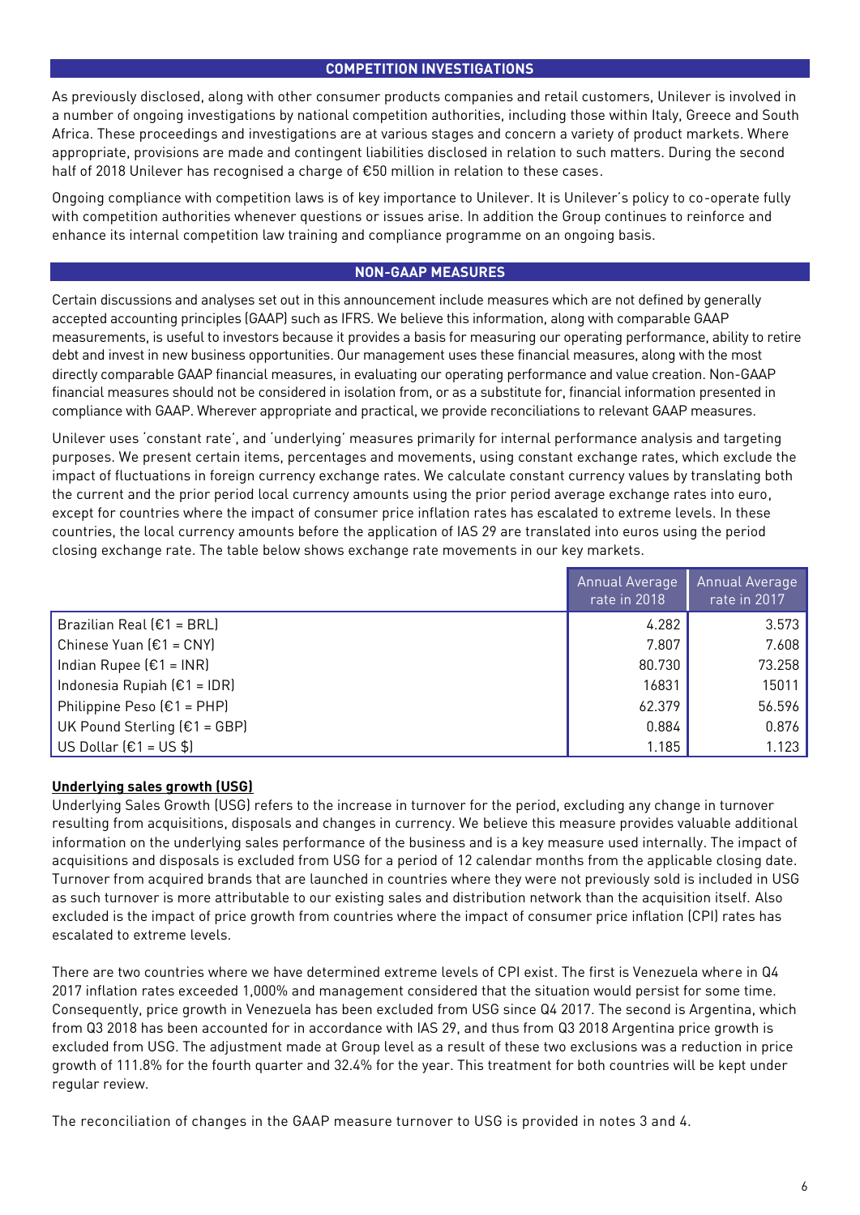## COMPETITION INVESTIGATIONS

As previously disclosed, along with other consumer products companies and retail customers, Unilever is involved in a number of ongoing investigations by national competition authorities, including those within Italy, Greece and South Africa. These proceedings and investigations are at various stages and concern a variety of product markets. Where appropriate, provisions are made and contingent liabilities disclosed in relation to such matters. During the second half of 2018 Unilever has recognised a charge of €50 million in relation to these cases.

Ongoing compliance with competition laws is of key importance to Unilever. It is Unilever's policy to co-operate fully with competition authorities whenever questions or issues arise. In addition the Group continues to reinforce and enhance its internal competition law training and compliance programme on an ongoing basis.

## NON-GAAP MEASURES

Certain discussions and analyses set out in this announcement include measures which are not defined by generally accepted accounting principles (GAAP) such as IFRS. We believe this information, along with comparable GAAP measurements, is useful to investors because it provides a basis for measuring our operating performance, ability to retire debt and invest in new business opportunities. Our management uses these financial measures, along with the most directly comparable GAAP financial measures, in evaluating our operating performance and value creation. Non-GAAP financial measures should not be considered in isolation from, or as a substitute for, financial information presented in compliance with GAAP. Wherever appropriate and practical, we provide reconciliations to relevant GAAP measures.

Unilever uses 'constant rate', and 'underlying' measures primarily for internal performance analysis and targeting purposes. We present certain items, percentages and movements, using constant exchange rates, which exclude the impact of fluctuations in foreign currency exchange rates. We calculate constant currency values by translating both the current and the prior period local currency amounts using the prior period average exchange rates into euro, except for countries where the impact of consumer price inflation rates has escalated to extreme levels. In these countries, the local currency amounts before the application of IAS 29 are translated into euros using the period closing exchange rate. The table below shows exchange rate movements in our key markets.

| | Annual Average rate in 2018 | Annual Average rate in 2017 |
|---|---|---|
| Brazilian Real (€1 = BRL) | 4.282 | 3.573 |
| Chinese Yuan (€1 = CNY) | 7.807 | 7.608 |
| Indian Rupee (€1 = INR) | 80.730 | 73.258 |
| Indonesia Rupiah (€1 = IDR) | 16831 | 15011 |
| Philippine Peso (€1 = PHP) | 62.379 | 56.596 |
| UK Pound Sterling (€1 = GBP) | 0.884 | 0.876 |
| US Dollar (€1 = US $) | 1.185 | 1.123 |

### Underlying sales growth (USG)

Underlying Sales Growth (USG) refers to the increase in turnover for the period, excluding any change in turnover resulting from acquisitions, disposals and changes in currency. We believe this measure provides valuable additional information on the underlying sales performance of the business and is a key measure used internally. The impact of acquisitions and disposals is excluded from USG for a period of 12 calendar months from the applicable closing date. Turnover from acquired brands that are launched in countries where they were not previously sold is included in USG as such turnover is more attributable to our existing sales and distribution network than the acquisition itself. Also excluded is the impact of price growth from countries where the impact of consumer price inflation (CPI) rates has escalated to extreme levels.

There are two countries where we have determined extreme levels of CPI exist. The first is Venezuela where in Q4 2017 inflation rates exceeded 1,000% and management considered that the situation would persist for some time. Consequently, price growth in Venezuela has been excluded from USG since Q4 2017. The second is Argentina, which from Q3 2018 has been accounted for in accordance with IAS 29, and thus from Q3 2018 Argentina price growth is excluded from USG. The adjustment made at Group level as a result of these two exclusions was a reduction in price growth of 111.8% for the fourth quarter and 32.4% for the year. This treatment for both countries will be kept under regular review.

The reconciliation of changes in the GAAP measure turnover to USG is provided in notes 3 and 4.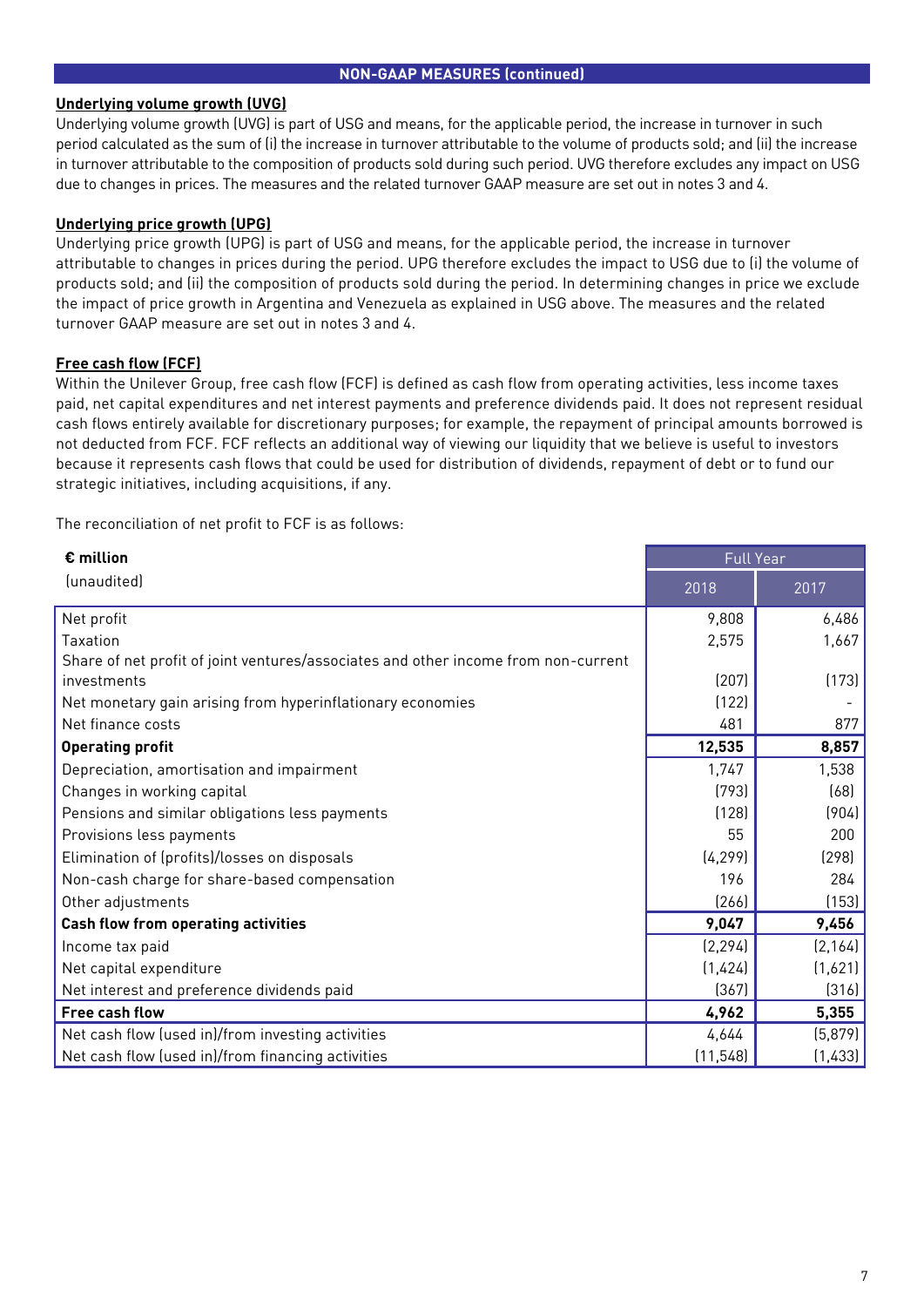## NON-GAAP MEASURES (continued)

### Underlying volume growth (UVG)

Underlying volume growth (UVG) is part of USG and means, for the applicable period, the increase in turnover in such period calculated as the sum of (i) the increase in turnover attributable to the volume of products sold; and (ii) the increase in turnover attributable to the composition of products sold during such period. UVG therefore excludes any impact on USG due to changes in prices. The measures and the related turnover GAAP measure are set out in notes 3 and 4.

### Underlying price growth (UPG)

Underlying price growth (UPG) is part of USG and means, for the applicable period, the increase in turnover attributable to changes in prices during the period. UPG therefore excludes the impact to USG due to (i) the volume of products sold; and (ii) the composition of products sold during the period. In determining changes in price we exclude the impact of price growth in Argentina and Venezuela as explained in USG above. The measures and the related turnover GAAP measure are set out in notes 3 and 4.

### Free cash flow (FCF)

Within the Unilever Group, free cash flow (FCF) is defined as cash flow from operating activities, less income taxes paid, net capital expenditures and net interest payments and preference dividends paid. It does not represent residual cash flows entirely available for discretionary purposes; for example, the repayment of principal amounts borrowed is not deducted from FCF. FCF reflects an additional way of viewing our liquidity that we believe is useful to investors because it represents cash flows that could be used for distribution of dividends, repayment of debt or to fund our strategic initiatives, including acquisitions, if any.

The reconciliation of net profit to FCF is as follows:

| **€ million** (unaudited) | Full Year | |
|---|---|---|
| | 2018 | 2017 |
| Net profit | 9,808 | 6,486 |
| Taxation | 2,575 | 1,667 |
| Share of net profit of joint ventures/associates and other income from non-current investments | (207) | (173) |
| Net monetary gain arising from hyperinflationary economies | (122) | - |
| Net finance costs | 481 | 877 |
| **Operating profit** | **12,535** | **8,857** |
| Depreciation, amortisation and impairment | 1,747 | 1,538 |
| Changes in working capital | (793) | (68) |
| Pensions and similar obligations less payments | (128) | (904) |
| Provisions less payments | 55 | 200 |
| Elimination of (profits)/losses on disposals | (4,299) | (298) |
| Non-cash charge for share-based compensation | 196 | 284 |
| Other adjustments | (266) | (153) |
| **Cash flow from operating activities** | **9,047** | **9,456** |
| Income tax paid | (2,294) | (2,164) |
| Net capital expenditure | (1,424) | (1,621) |
| Net interest and preference dividends paid | (367) | (316) |
| **Free cash flow** | **4,962** | **5,355** |
| Net cash flow (used in)/from investing activities | 4,644 | (5,879) |
| Net cash flow (used in)/from financing activities | (11,548) | (1,433) |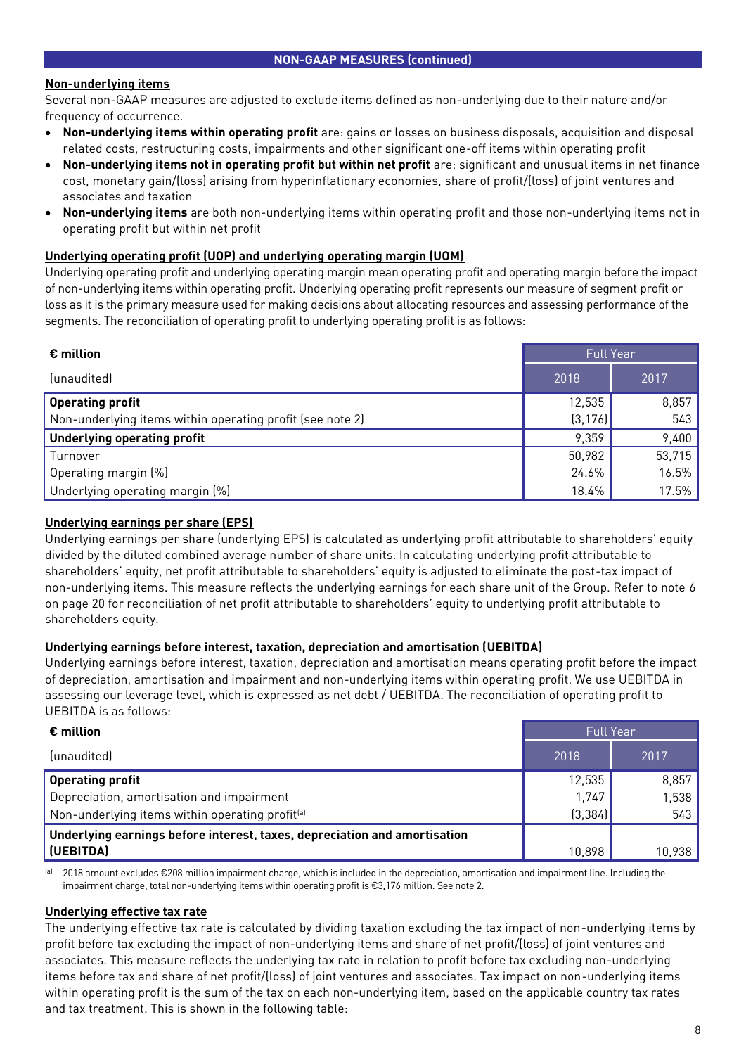## NON-GAAP MEASURES (continued)

### Non-underlying items

Several non-GAAP measures are adjusted to exclude items defined as non-underlying due to their nature and/or frequency of occurrence.

- **Non-underlying items within operating profit** are: gains or losses on business disposals, acquisition and disposal related costs, restructuring costs, impairments and other significant one-off items within operating profit
- **Non-underlying items not in operating profit but within net profit** are: significant and unusual items in net finance cost, monetary gain/(loss) arising from hyperinflationary economies, share of profit/(loss) of joint ventures and associates and taxation
- **Non-underlying items** are both non-underlying items within operating profit and those non-underlying items not in operating profit but within net profit

### Underlying operating profit (UOP) and underlying operating margin (UOM)

Underlying operating profit and underlying operating margin mean operating profit and operating margin before the impact of non-underlying items within operating profit. Underlying operating profit represents our measure of segment profit or loss as it is the primary measure used for making decisions about allocating resources and assessing performance of the segments. The reconciliation of operating profit to underlying operating profit is as follows:

| **€ million** | Full Year | |
|---|---|---|
| (unaudited) | 2018 | 2017 |
| **Operating profit** | 12,535 | 8,857 |
| Non-underlying items within operating profit (see note 2) | (3,176) | 543 |
| **Underlying operating profit** | 9,359 | 9,400 |
| Turnover | 50,982 | 53,715 |
| Operating margin (%) | 24.6% | 16.5% |
| Underlying operating margin (%) | 18.4% | 17.5% |

### Underlying earnings per share (EPS)

Underlying earnings per share (underlying EPS) is calculated as underlying profit attributable to shareholders' equity divided by the diluted combined average number of share units. In calculating underlying profit attributable to shareholders' equity, net profit attributable to shareholders' equity is adjusted to eliminate the post-tax impact of non-underlying items. This measure reflects the underlying earnings for each share unit of the Group. Refer to note 6 on page 20 for reconciliation of net profit attributable to shareholders' equity to underlying profit attributable to shareholders equity.

### Underlying earnings before interest, taxation, depreciation and amortisation (UEBITDA)

Underlying earnings before interest, taxation, depreciation and amortisation means operating profit before the impact of depreciation, amortisation and impairment and non-underlying items within operating profit. We use UEBITDA in assessing our leverage level, which is expressed as net debt / UEBITDA. The reconciliation of operating profit to UEBITDA is as follows:

| **€ million** | Full Year | |
|---|---|---|
| (unaudited) | 2018 | 2017 |
| **Operating profit** | 12,535 | 8,857 |
| Depreciation, amortisation and impairment | 1,747 | 1,538 |
| Non-underlying items within operating profit[a] | (3,384) | 543 |
| **Underlying earnings before interest, taxes, depreciation and amortisation (UEBITDA)** | 10,898 | 10,938 |

[a] 2018 amount excludes €208 million impairment charge, which is included in the depreciation, amortisation and impairment line. Including the impairment charge, total non-underlying items within operating profit is €3,176 million. See note 2.

### Underlying effective tax rate

The underlying effective tax rate is calculated by dividing taxation excluding the tax impact of non-underlying items by profit before tax excluding the impact of non-underlying items and share of net profit/(loss) of joint ventures and associates. This measure reflects the underlying tax rate in relation to profit before tax excluding non-underlying items before tax and share of net profit/(loss) of joint ventures and associates. Tax impact on non-underlying items within operating profit is the sum of the tax on each non-underlying item, based on the applicable country tax rates and tax treatment. This is shown in the following table: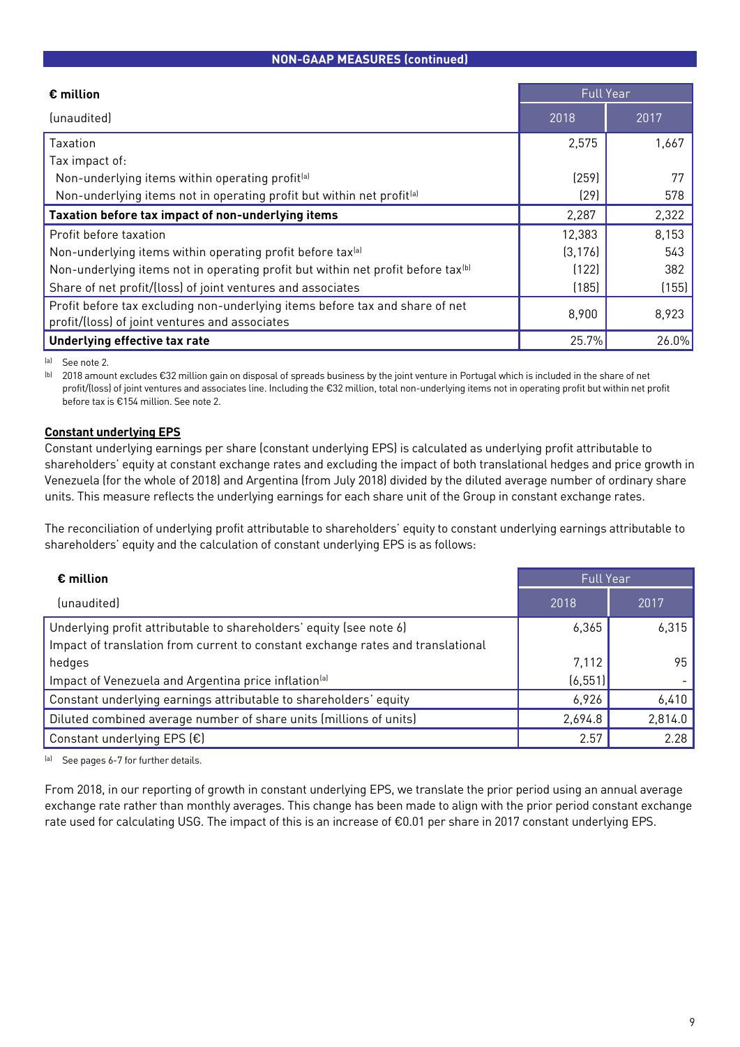## NON-GAAP MEASURES (continued)

| € million | Full Year | |
|---|---|---|
| (unaudited) | 2018 | 2017 |
| Taxation | 2,575 | 1,667 |
| Tax impact of: | | |
| Non-underlying items within operating profit[a] | (259) | 77 |
| Non-underlying items not in operating profit but within net profit[a] | (29) | 578 |
| **Taxation before tax impact of non-underlying items** | 2,287 | 2,322 |
| Profit before taxation | 12,383 | 8,153 |
| Non-underlying items within operating profit before tax[a] | (3,176) | 543 |
| Non-underlying items not in operating profit but within net profit before tax[b] | (122) | 382 |
| Share of net profit/(loss) of joint ventures and associates | (185) | (155) |
| Profit before tax excluding non-underlying items before tax and share of net profit/(loss) of joint ventures and associates | 8,900 | 8,923 |
| **Underlying effective tax rate** | 25.7% | 26.0% |

[a] See note 2.

[b] 2018 amount excludes €32 million gain on disposal of spreads business by the joint venture in Portugal which is included in the share of net profit/(loss) of joint ventures and associates line. Including the €32 million, total non-underlying items not in operating profit but within net profit before tax is €154 million. See note 2.

### Constant underlying EPS

Constant underlying earnings per share (constant underlying EPS) is calculated as underlying profit attributable to shareholders' equity at constant exchange rates and excluding the impact of both translational hedges and price growth in Venezuela (for the whole of 2018) and Argentina (from July 2018) divided by the diluted average number of ordinary share units. This measure reflects the underlying earnings for each share unit of the Group in constant exchange rates.

The reconciliation of underlying profit attributable to shareholders' equity to constant underlying earnings attributable to shareholders' equity and the calculation of constant underlying EPS is as follows:

| € million | Full Year | |
|---|---|---|
| (unaudited) | 2018 | 2017 |
| Underlying profit attributable to shareholders' equity (see note 6) | 6,365 | 6,315 |
| Impact of translation from current to constant exchange rates and translational hedges | 7,112 | 95 |
| Impact of Venezuela and Argentina price inflation[a] | (6,551) | - |
| Constant underlying earnings attributable to shareholders' equity | 6,926 | 6,410 |
| Diluted combined average number of share units (millions of units) | 2,694.8 | 2,814.0 |
| Constant underlying EPS (€) | 2.57 | 2.28 |

[a] See pages 6-7 for further details.

From 2018, in our reporting of growth in constant underlying EPS, we translate the prior period using an annual average exchange rate rather than monthly averages. This change has been made to align with the prior period constant exchange rate used for calculating USG. The impact of this is an increase of €0.01 per share in 2017 constant underlying EPS.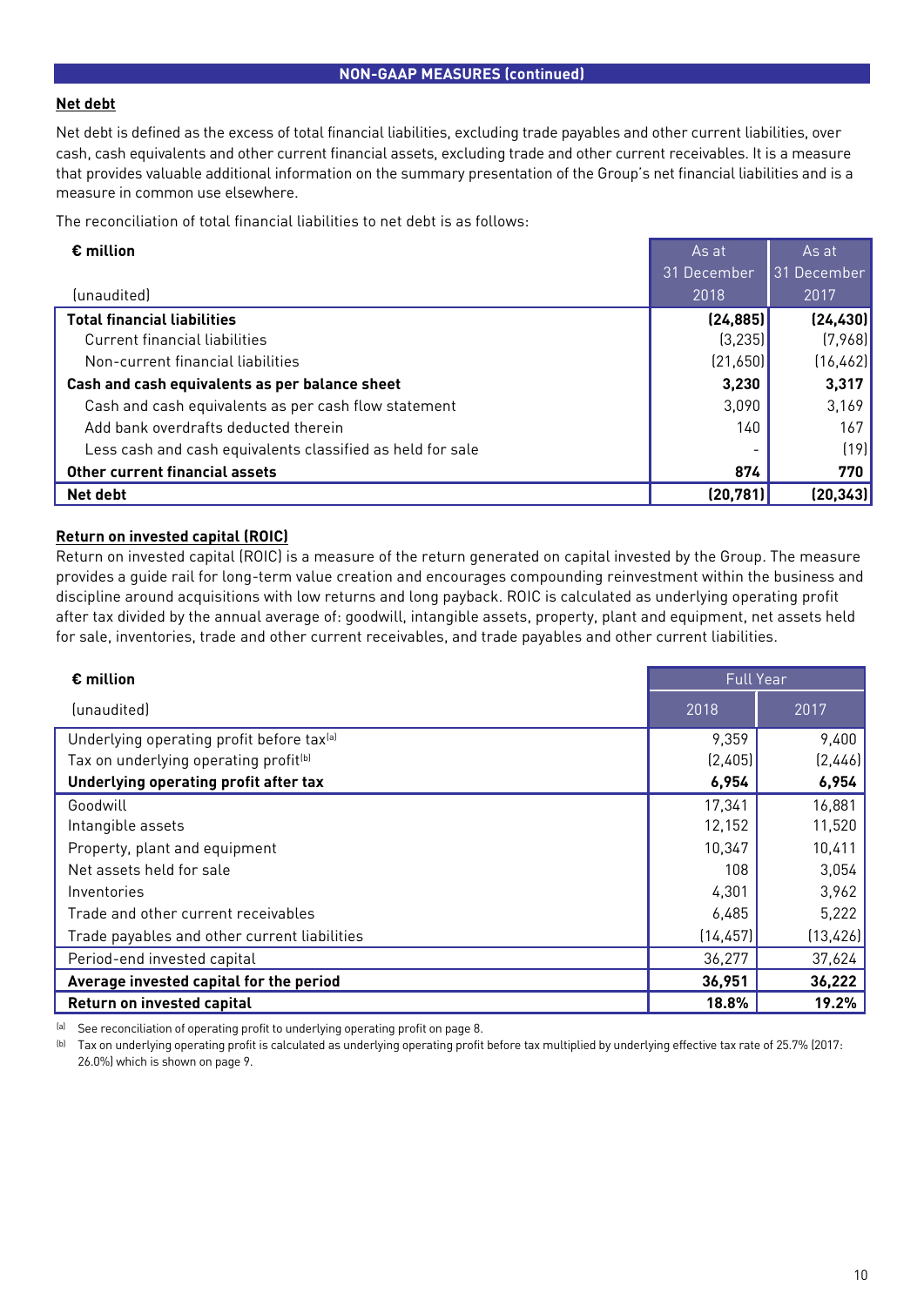## NON-GAAP MEASURES (continued)

### Net debt

Net debt is defined as the excess of total financial liabilities, excluding trade payables and other current liabilities, over cash, cash equivalents and other current financial assets, excluding trade and other current receivables. It is a measure that provides valuable additional information on the summary presentation of the Group's net financial liabilities and is a measure in common use elsewhere.

The reconciliation of total financial liabilities to net debt is as follows:

| € million (unaudited) | As at 31 December 2018 | As at 31 December 2017 |
|---|---|---|
| **Total financial liabilities** | **(24,885)** | **(24,430)** |
| Current financial liabilities | (3,235) | (7,968) |
| Non-current financial liabilities | (21,650) | (16,462) |
| **Cash and cash equivalents as per balance sheet** | **3,230** | **3,317** |
| Cash and cash equivalents as per cash flow statement | 3,090 | 3,169 |
| Add bank overdrafts deducted therein | 140 | 167 |
| Less cash and cash equivalents classified as held for sale | - | (19) |
| **Other current financial assets** | **874** | **770** |
| **Net debt** | **(20,781)** | **(20,343)** |

### Return on invested capital (ROIC)

Return on invested capital (ROIC) is a measure of the return generated on capital invested by the Group. The measure provides a guide rail for long-term value creation and encourages compounding reinvestment within the business and discipline around acquisitions with low returns and long payback. ROIC is calculated as underlying operating profit after tax divided by the annual average of: goodwill, intangible assets, property, plant and equipment, net assets held for sale, inventories, trade and other current receivables, and trade payables and other current liabilities.

| € million (unaudited) | Full Year 2018 | Full Year 2017 |
|---|---|---|
| Underlying operating profit before tax[a] | 9,359 | 9,400 |
| Tax on underlying operating profit[b] | (2,405) | (2,446) |
| **Underlying operating profit after tax** | **6,954** | **6,954** |
| Goodwill | 17,341 | 16,881 |
| Intangible assets | 12,152 | 11,520 |
| Property, plant and equipment | 10,347 | 10,411 |
| Net assets held for sale | 108 | 3,054 |
| Inventories | 4,301 | 3,962 |
| Trade and other current receivables | 6,485 | 5,222 |
| Trade payables and other current liabilities | (14,457) | (13,426) |
| Period-end invested capital | 36,277 | 37,624 |
| **Average invested capital for the period** | **36,951** | **36,222** |
| **Return on invested capital** | **18.8%** | **19.2%** |

[a] See reconciliation of operating profit to underlying operating profit on page 8.

[b] Tax on underlying operating profit is calculated as underlying operating profit before tax multiplied by underlying effective tax rate of 25.7% (2017: 26.0%) which is shown on page 9.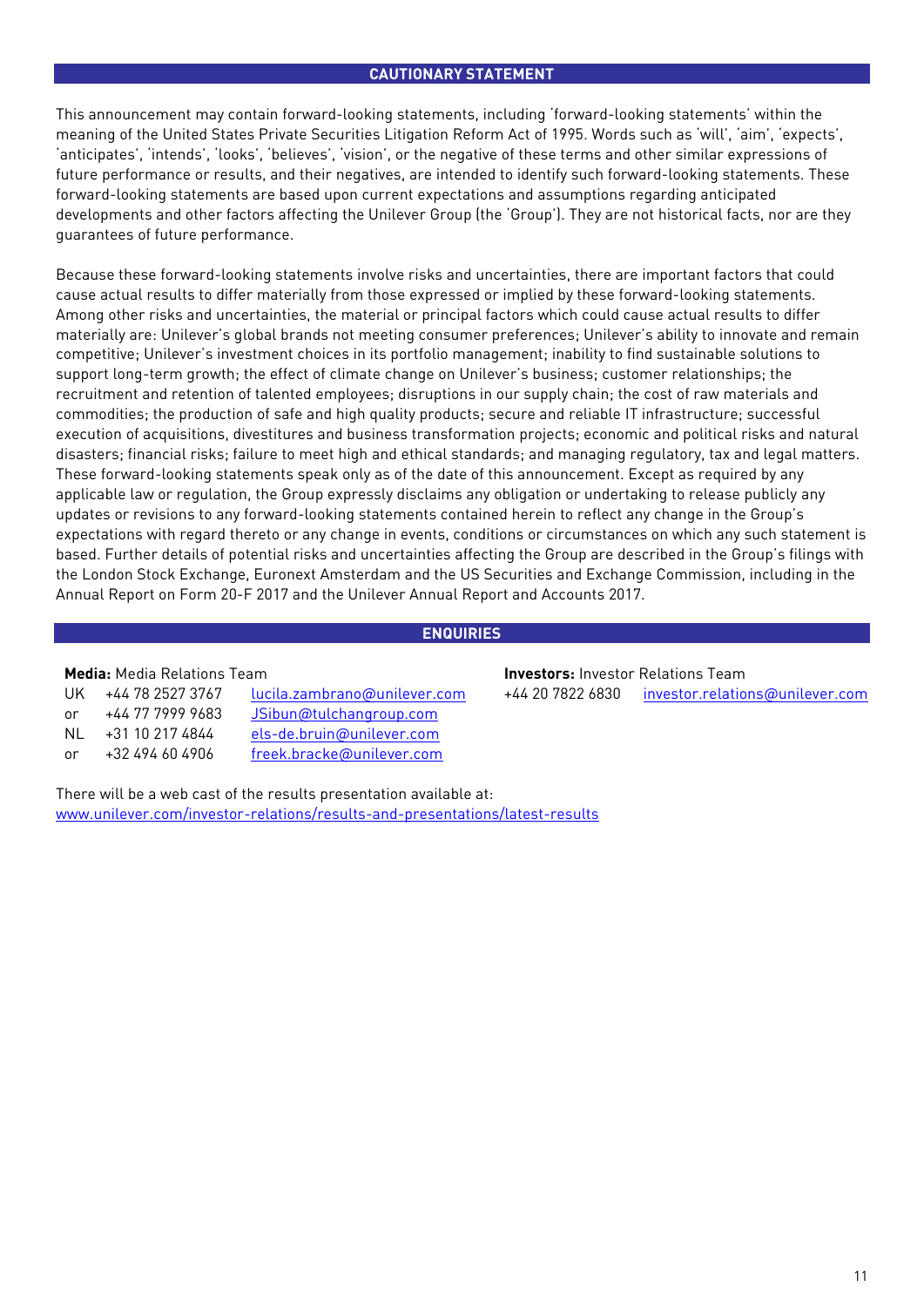## CAUTIONARY STATEMENT

This announcement may contain forward-looking statements, including 'forward-looking statements' within the meaning of the United States Private Securities Litigation Reform Act of 1995. Words such as 'will', 'aim', 'expects', 'anticipates', 'intends', 'looks', 'believes', 'vision', or the negative of these terms and other similar expressions of future performance or results, and their negatives, are intended to identify such forward-looking statements. These forward-looking statements are based upon current expectations and assumptions regarding anticipated developments and other factors affecting the Unilever Group (the 'Group'). They are not historical facts, nor are they guarantees of future performance.

Because these forward-looking statements involve risks and uncertainties, there are important factors that could cause actual results to differ materially from those expressed or implied by these forward-looking statements. Among other risks and uncertainties, the material or principal factors which could cause actual results to differ materially are: Unilever's global brands not meeting consumer preferences; Unilever's ability to innovate and remain competitive; Unilever's investment choices in its portfolio management; inability to find sustainable solutions to support long-term growth; the effect of climate change on Unilever's business; customer relationships; the recruitment and retention of talented employees; disruptions in our supply chain; the cost of raw materials and commodities; the production of safe and high quality products; secure and reliable IT infrastructure; successful execution of acquisitions, divestitures and business transformation projects; economic and political risks and natural disasters; financial risks; failure to meet high and ethical standards; and managing regulatory, tax and legal matters. These forward-looking statements speak only as of the date of this announcement. Except as required by any applicable law or regulation, the Group expressly disclaims any obligation or undertaking to release publicly any updates or revisions to any forward-looking statements contained herein to reflect any change in the Group's expectations with regard thereto or any change in events, conditions or circumstances on which any such statement is based. Further details of potential risks and uncertainties affecting the Group are described in the Group's filings with the London Stock Exchange, Euronext Amsterdam and the US Securities and Exchange Commission, including in the Annual Report on Form 20-F 2017 and the Unilever Annual Report and Accounts 2017.

## ENQUIRIES

**Media:** Media Relations Team

| | | |
|---|---|---|
| UK | +44 78 2527 3767 | lucila.zambrano@unilever.com |
| or | +44 77 7999 9683 | JSibun@tulchangroup.com |
| NL | +31 10 217 4844 | els-de.bruin@unilever.com |
| or | +32 494 60 4906 | freek.bracke@unilever.com |

**Investors:** Investor Relations Team

+44 20 7822 6830 investor.relations@unilever.com

There will be a web cast of the results presentation available at:
www.unilever.com/investor-relations/results-and-presentations/latest-results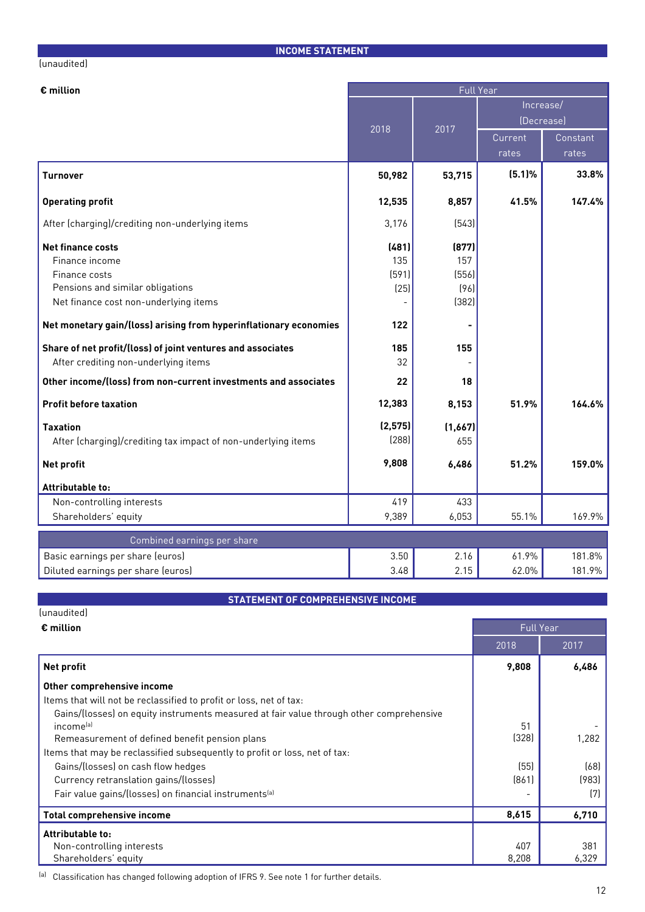## INCOME STATEMENT

(unaudited)

| € million | Full Year | | | |
|---|---|---|---|---|
| | 2018 | 2017 | Increase/ (Decrease) | |
| | | | Current rates | Constant rates |
| **Turnover** | **50,982** | **53,715** | **(5.1)%** | **33.8%** |
| **Operating profit** | **12,535** | **8,857** | **41.5%** | **147.4%** |
| After (charging)/crediting non-underlying items | 3,176 | (543) | | |
| **Net finance costs** | **(481)** | **(877)** | | |
| Finance income | 135 | 157 | | |
| Finance costs | (591) | (556) | | |
| Pensions and similar obligations | (25) | (96) | | |
| Net finance cost non-underlying items | - | (382) | | |
| **Net monetary gain/(loss) arising from hyperinflationary economies** | **122** | **-** | | |
| **Share of net profit/(loss) of joint ventures and associates** | **185** | **155** | | |
| After crediting non-underlying items | 32 | - | | |
| **Other income/(loss) from non-current investments and associates** | **22** | **18** | | |
| **Profit before taxation** | **12,383** | **8,153** | **51.9%** | **164.6%** |
| **Taxation** | **(2,575)** | **(1,667)** | | |
| After (charging)/crediting tax impact of non-underlying items | (288) | 655 | | |
| **Net profit** | **9,808** | **6,486** | **51.2%** | **159.0%** |
| **Attributable to:** | | | | |
| Non-controlling interests | 419 | 433 | | |
| Shareholders' equity | 9,389 | 6,053 | 55.1% | 169.9% |

| Combined earnings per share | | | | |
|---|---|---|---|---|
| Basic earnings per share (euros) | 3.50 | 2.16 | 61.9% | 181.8% |
| Diluted earnings per share (euros) | 3.48 | 2.15 | 62.0% | 181.9% |

## STATEMENT OF COMPREHENSIVE INCOME

(unaudited)

| € million | Full Year | |
|---|---|---|
| | 2018 | 2017 |
| **Net profit** | **9,808** | **6,486** |
| **Other comprehensive income** | | |
| Items that will not be reclassified to profit or loss, net of tax: | | |
| Gains/(losses) on equity instruments measured at fair value through other comprehensive income[a] | 51 | - |
| Remeasurement of defined benefit pension plans | (328) | 1,282 |
| Items that may be reclassified subsequently to profit or loss, net of tax: | | |
| Gains/(losses) on cash flow hedges | (55) | (68) |
| Currency retranslation gains/(losses) | (861) | (983) |
| Fair value gains/(losses) on financial instruments[a] | - | (7) |
| **Total comprehensive income** | **8,615** | **6,710** |
| **Attributable to:** | | |
| Non-controlling interests | 407 | 381 |
| Shareholders' equity | 8,208 | 6,329 |

[a] Classification has changed following adoption of IFRS 9. See note 1 for further details.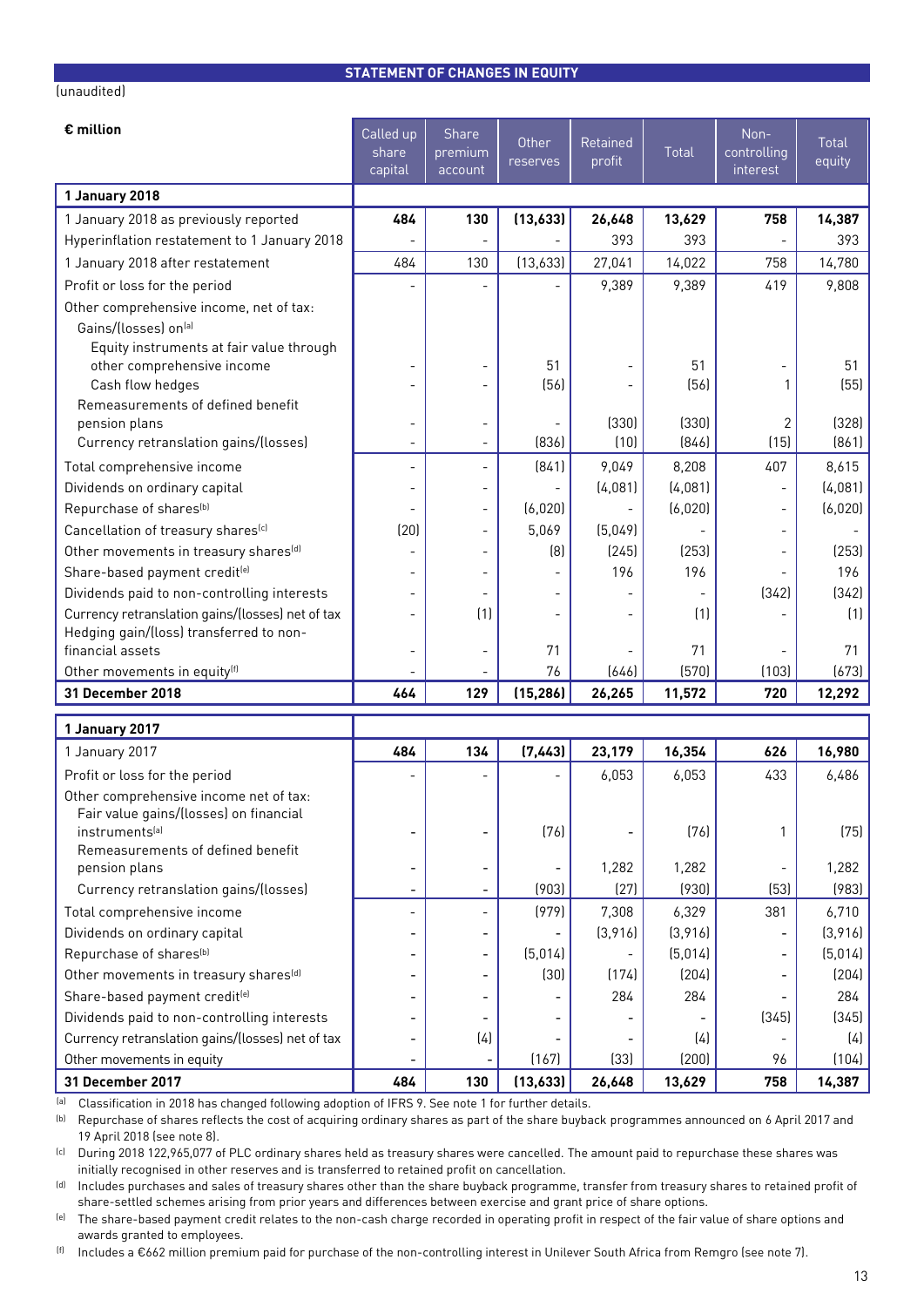## STATEMENT OF CHANGES IN EQUITY

(unaudited)

| € million | Called up share capital | Share premium account | Other reserves | Retained profit | Total | Non-controlling interest | Total equity |
|---|---|---|---|---|---|---|---|
| **1 January 2018** | | | | | | | |
| 1 January 2018 as previously reported | **484** | **130** | **(13,633)** | **26,648** | **13,629** | **758** | **14,387** |
| Hyperinflation restatement to 1 January 2018 | - | - | - | 393 | 393 | - | 393 |
| 1 January 2018 after restatement | 484 | 130 | (13,633) | 27,041 | 14,022 | 758 | 14,780 |
| Profit or loss for the period | - | - | - | 9,389 | 9,389 | 419 | 9,808 |
| Other comprehensive income, net of tax: | | | | | | | |
| Gains/(losses) on[a] | | | | | | | |
| Equity instruments at fair value through other comprehensive income | - | - | 51 | - | 51 | - | 51 |
| Cash flow hedges | - | - | (56) | - | (56) | 1 | (55) |
| Remeasurements of defined benefit pension plans | - | - | - | (330) | (330) | 2 | (328) |
| Currency retranslation gains/(losses) | - | - | (836) | (10) | (846) | (15) | (861) |
| Total comprehensive income | - | - | (841) | 9,049 | 8,208 | 407 | 8,615 |
| Dividends on ordinary capital | - | - | - | (4,081) | (4,081) | - | (4,081) |
| Repurchase of shares[b] | - | - | (6,020) | - | (6,020) | - | (6,020) |
| Cancellation of treasury shares[c] | (20) | - | 5,069 | (5,049) | - | - | - |
| Other movements in treasury shares[d] | - | - | (8) | (245) | (253) | - | (253) |
| Share-based payment credit[e] | - | - | - | 196 | 196 | - | 196 |
| Dividends paid to non-controlling interests | - | - | - | - | - | (342) | (342) |
| Currency retranslation gains/(losses) net of tax | - | (1) | - | - | (1) | - | (1) |
| Hedging gain/(loss) transferred to non-financial assets | - | - | 71 | - | 71 | - | 71 |
| Other movements in equity[f] | - | - | 76 | (646) | (570) | (103) | (673) |
| **31 December 2018** | **464** | **129** | **(15,286)** | **26,265** | **11,572** | **720** | **12,292** |
| **1 January 2017** | | | | | | | |
| 1 January 2017 | **484** | **134** | **(7,443)** | **23,179** | **16,354** | **626** | **16,980** |
| Profit or loss for the period | - | - | - | 6,053 | 6,053 | 433 | 6,486 |
| Other comprehensive income net of tax: | | | | | | | |
| Fair value gains/(losses) on financial instruments[a] | - | - | (76) | - | (76) | 1 | (75) |
| Remeasurements of defined benefit pension plans | - | - | - | 1,282 | 1,282 | - | 1,282 |
| Currency retranslation gains/(losses) | - | - | (903) | (27) | (930) | (53) | (983) |
| Total comprehensive income | - | - | (979) | 7,308 | 6,329 | 381 | 6,710 |
| Dividends on ordinary capital | - | - | - | (3,916) | (3,916) | - | (3,916) |
| Repurchase of shares[b] | - | - | (5,014) | - | (5,014) | - | (5,014) |
| Other movements in treasury shares[d] | - | - | (30) | (174) | (204) | - | (204) |
| Share-based payment credit[e] | - | - | - | 284 | 284 | - | 284 |
| Dividends paid to non-controlling interests | - | - | - | - | - | (345) | (345) |
| Currency retranslation gains/(losses) net of tax | - | (4) | - | - | (4) | - | (4) |
| Other movements in equity | - | - | (167) | (33) | (200) | 96 | (104) |
| **31 December 2017** | **484** | **130** | **(13,633)** | **26,648** | **13,629** | **758** | **14,387** |

[a] Classification in 2018 has changed following adoption of IFRS 9. See note 1 for further details.

[b] Repurchase of shares reflects the cost of acquiring ordinary shares as part of the share buyback programmes announced on 6 April 2017 and 19 April 2018 (see note 8).

[c] During 2018 122,965,077 of PLC ordinary shares held as treasury shares were cancelled. The amount paid to repurchase these shares was initially recognised in other reserves and is transferred to retained profit on cancellation.

[d] Includes purchases and sales of treasury shares other than the share buyback programme, transfer from treasury shares to retained profit of share-settled schemes arising from prior years and differences between exercise and grant price of share options.

[e] The share-based payment credit relates to the non-cash charge recorded in operating profit in respect of the fair value of share options and awards granted to employees.

[f] Includes a €662 million premium paid for purchase of the non-controlling interest in Unilever South Africa from Remgro (see note 7).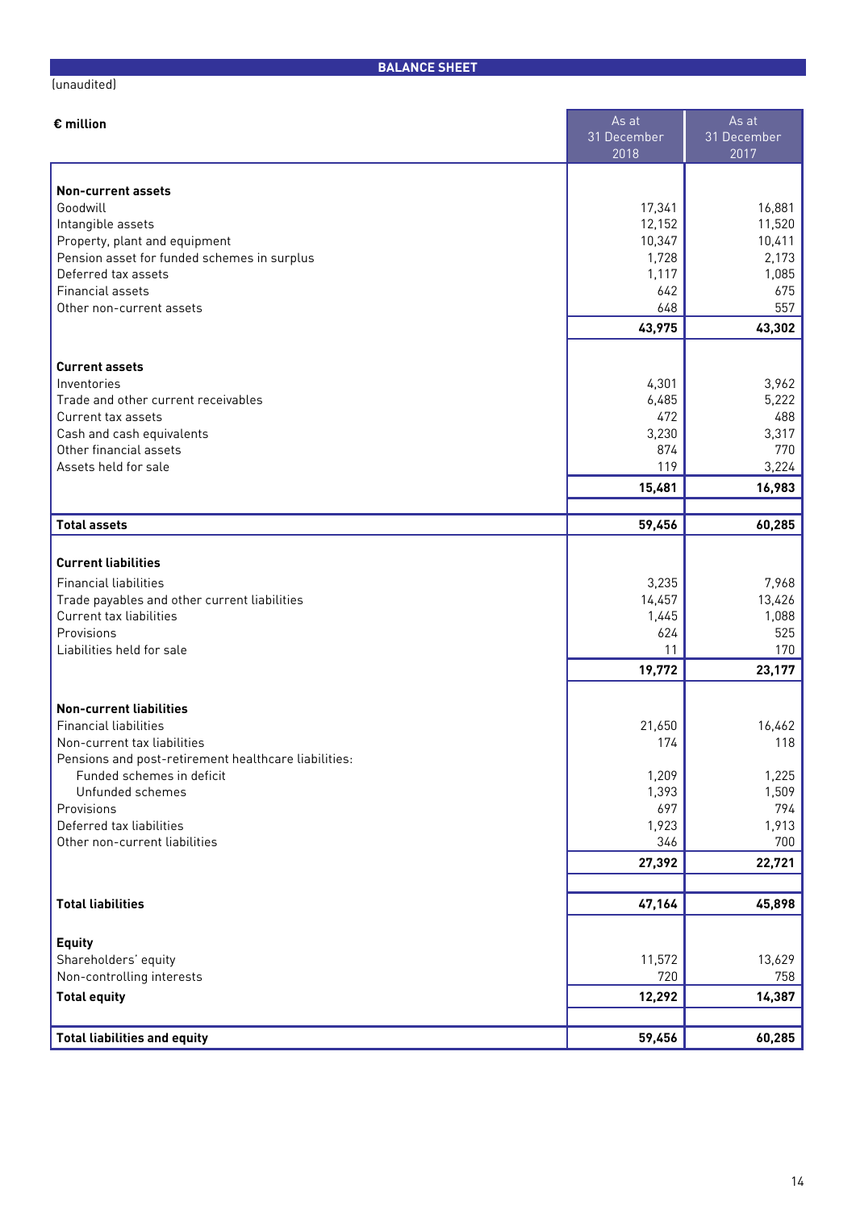## BALANCE SHEET

(unaudited)

| € million | As at 31 December 2018 | As at 31 December 2017 |
|---|---|---|
| **Non-current assets** | | |
| Goodwill | 17,341 | 16,881 |
| Intangible assets | 12,152 | 11,520 |
| Property, plant and equipment | 10,347 | 10,411 |
| Pension asset for funded schemes in surplus | 1,728 | 2,173 |
| Deferred tax assets | 1,117 | 1,085 |
| Financial assets | 642 | 675 |
| Other non-current assets | 648 | 557 |
| | **43,975** | **43,302** |
| **Current assets** | | |
| Inventories | 4,301 | 3,962 |
| Trade and other current receivables | 6,485 | 5,222 |
| Current tax assets | 472 | 488 |
| Cash and cash equivalents | 3,230 | 3,317 |
| Other financial assets | 874 | 770 |
| Assets held for sale | 119 | 3,224 |
| | **15,481** | **16,983** |
| **Total assets** | **59,456** | **60,285** |
| **Current liabilities** | | |
| Financial liabilities | 3,235 | 7,968 |
| Trade payables and other current liabilities | 14,457 | 13,426 |
| Current tax liabilities | 1,445 | 1,088 |
| Provisions | 624 | 525 |
| Liabilities held for sale | 11 | 170 |
| | **19,772** | **23,177** |
| **Non-current liabilities** | | |
| Financial liabilities | 21,650 | 16,462 |
| Non-current tax liabilities | 174 | 118 |
| Pensions and post-retirement healthcare liabilities: | | |
| Funded schemes in deficit | 1,209 | 1,225 |
| Unfunded schemes | 1,393 | 1,509 |
| Provisions | 697 | 794 |
| Deferred tax liabilities | 1,923 | 1,913 |
| Other non-current liabilities | 346 | 700 |
| | **27,392** | **22,721** |
| **Total liabilities** | **47,164** | **45,898** |
| **Equity** | | |
| Shareholders' equity | 11,572 | 13,629 |
| Non-controlling interests | 720 | 758 |
| **Total equity** | **12,292** | **14,387** |
| **Total liabilities and equity** | **59,456** | **60,285** |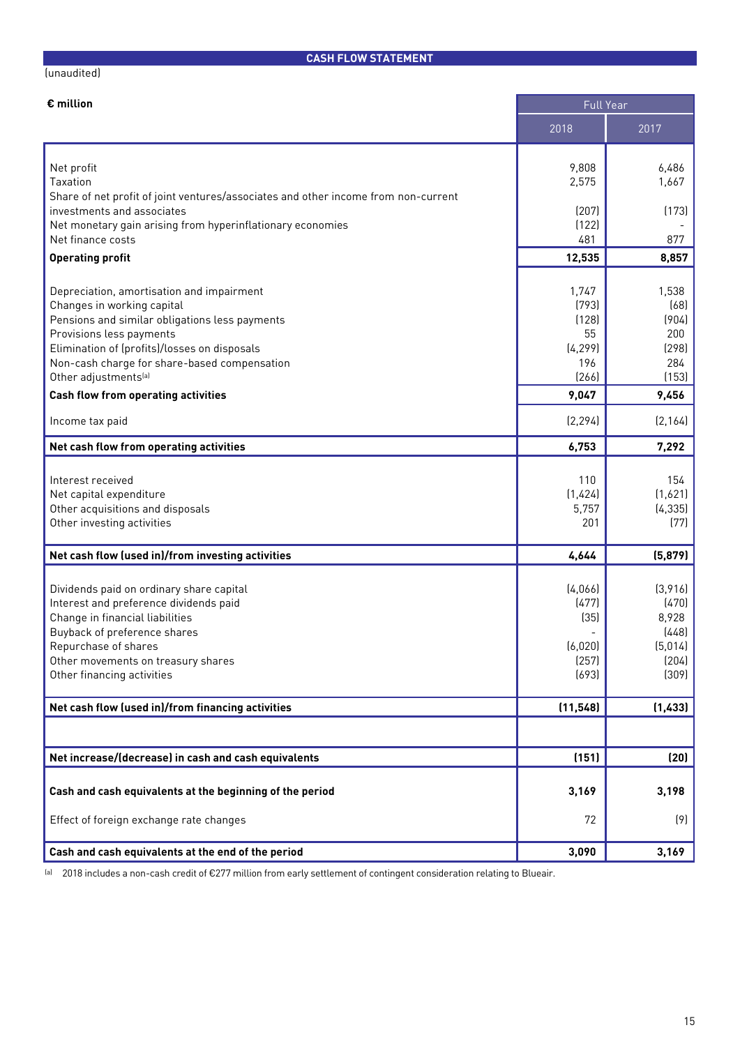## CASH FLOW STATEMENT

(unaudited)

| € million | Full Year | |
|---|---|---|
| | 2018 | 2017 |
| Net profit | 9,808 | 6,486 |
| Taxation | 2,575 | 1,667 |
| Share of net profit of joint ventures/associates and other income from non-current investments and associates | (207) | (173) |
| Net monetary gain arising from hyperinflationary economies | (122) | - |
| Net finance costs | 481 | 877 |
| **Operating profit** | **12,535** | **8,857** |
| Depreciation, amortisation and impairment | 1,747 | 1,538 |
| Changes in working capital | (793) | (68) |
| Pensions and similar obligations less payments | (128) | (904) |
| Provisions less payments | 55 | 200 |
| Elimination of (profits)/losses on disposals | (4,299) | (298) |
| Non-cash charge for share-based compensation | 196 | 284 |
| Other adjustments[a] | (266) | (153) |
| **Cash flow from operating activities** | **9,047** | **9,456** |
| Income tax paid | (2,294) | (2,164) |
| **Net cash flow from operating activities** | **6,753** | **7,292** |
| Interest received | 110 | 154 |
| Net capital expenditure | (1,424) | (1,621) |
| Other acquisitions and disposals | 5,757 | (4,335) |
| Other investing activities | 201 | (77) |
| **Net cash flow (used in)/from investing activities** | **4,644** | **(5,879)** |
| Dividends paid on ordinary share capital | (4,066) | (3,916) |
| Interest and preference dividends paid | (477) | (470) |
| Change in financial liabilities | (35) | 8,928 |
| Buyback of preference shares | - | (448) |
| Repurchase of shares | (6,020) | (5,014) |
| Other movements on treasury shares | (257) | (204) |
| Other financing activities | (693) | (309) |
| **Net cash flow (used in)/from financing activities** | **(11,548)** | **(1,433)** |
| **Net increase/(decrease) in cash and cash equivalents** | **(151)** | **(20)** |
| **Cash and cash equivalents at the beginning of the period** | **3,169** | **3,198** |
| Effect of foreign exchange rate changes | 72 | (9) |
| **Cash and cash equivalents at the end of the period** | **3,090** | **3,169** |

[a] 2018 includes a non-cash credit of €277 million from early settlement of contingent consideration relating to Blueair.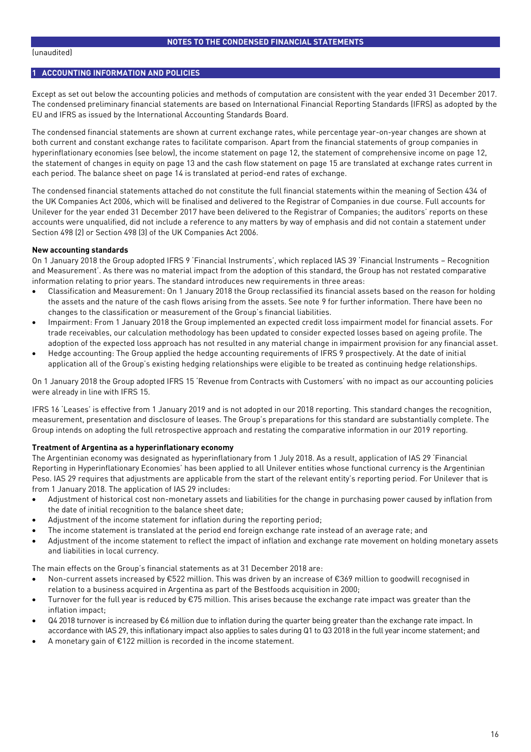# NOTES TO THE CONDENSED FINANCIAL STATEMENTS

(unaudited)

## 1 ACCOUNTING INFORMATION AND POLICIES

Except as set out below the accounting policies and methods of computation are consistent with the year ended 31 December 2017. The condensed preliminary financial statements are based on International Financial Reporting Standards (IFRS) as adopted by the EU and IFRS as issued by the International Accounting Standards Board.

The condensed financial statements are shown at current exchange rates, while percentage year-on-year changes are shown at both current and constant exchange rates to facilitate comparison. Apart from the financial statements of group companies in hyperinflationary economies (see below), the income statement on page 12, the statement of comprehensive income on page 12, the statement of changes in equity on page 13 and the cash flow statement on page 15 are translated at exchange rates current in each period. The balance sheet on page 14 is translated at period-end rates of exchange.

The condensed financial statements attached do not constitute the full financial statements within the meaning of Section 434 of the UK Companies Act 2006, which will be finalised and delivered to the Registrar of Companies in due course. Full accounts for Unilever for the year ended 31 December 2017 have been delivered to the Registrar of Companies; the auditors' reports on these accounts were unqualified, did not include a reference to any matters by way of emphasis and did not contain a statement under Section 498 (2) or Section 498 (3) of the UK Companies Act 2006.

**New accounting standards**

On 1 January 2018 the Group adopted IFRS 9 'Financial Instruments', which replaced IAS 39 'Financial Instruments – Recognition and Measurement'. As there was no material impact from the adoption of this standard, the Group has not restated comparative information relating to prior years. The standard introduces new requirements in three areas:

- Classification and Measurement: On 1 January 2018 the Group reclassified its financial assets based on the reason for holding the assets and the nature of the cash flows arising from the assets. See note 9 for further information. There have been no changes to the classification or measurement of the Group's financial liabilities.
- Impairment: From 1 January 2018 the Group implemented an expected credit loss impairment model for financial assets. For trade receivables, our calculation methodology has been updated to consider expected losses based on ageing profile. The adoption of the expected loss approach has not resulted in any material change in impairment provision for any financial asset.
- Hedge accounting: The Group applied the hedge accounting requirements of IFRS 9 prospectively. At the date of initial application all of the Group's existing hedging relationships were eligible to be treated as continuing hedge relationships.

On 1 January 2018 the Group adopted IFRS 15 'Revenue from Contracts with Customers' with no impact as our accounting policies were already in line with IFRS 15.

IFRS 16 'Leases' is effective from 1 January 2019 and is not adopted in our 2018 reporting. This standard changes the recognition, measurement, presentation and disclosure of leases. The Group's preparations for this standard are substantially complete. The Group intends on adopting the full retrospective approach and restating the comparative information in our 2019 reporting.

**Treatment of Argentina as a hyperinflationary economy**

The Argentinian economy was designated as hyperinflationary from 1 July 2018. As a result, application of IAS 29 'Financial Reporting in Hyperinflationary Economies' has been applied to all Unilever entities whose functional currency is the Argentinian Peso. IAS 29 requires that adjustments are applicable from the start of the relevant entity's reporting period. For Unilever that is from 1 January 2018. The application of IAS 29 includes:

- Adjustment of historical cost non-monetary assets and liabilities for the change in purchasing power caused by inflation from the date of initial recognition to the balance sheet date;
- Adjustment of the income statement for inflation during the reporting period;
- The income statement is translated at the period end foreign exchange rate instead of an average rate; and
- Adjustment of the income statement to reflect the impact of inflation and exchange rate movement on holding monetary assets and liabilities in local currency.

The main effects on the Group's financial statements as at 31 December 2018 are:

- Non-current assets increased by €522 million. This was driven by an increase of €369 million to goodwill recognised in relation to a business acquired in Argentina as part of the Bestfoods acquisition in 2000;
- Turnover for the full year is reduced by €75 million. This arises because the exchange rate impact was greater than the inflation impact;
- Q4 2018 turnover is increased by €6 million due to inflation during the quarter being greater than the exchange rate impact. In accordance with IAS 29, this inflationary impact also applies to sales during Q1 to Q3 2018 in the full year income statement; and
- A monetary gain of €122 million is recorded in the income statement.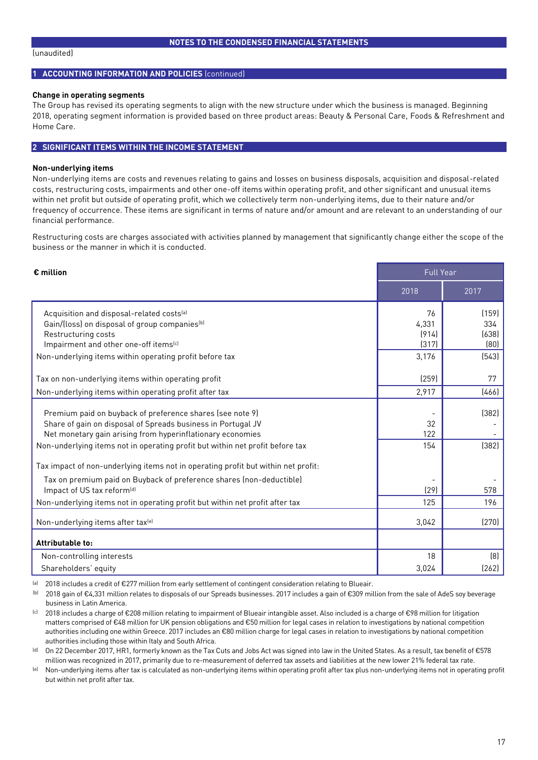(unaudited)

## 1 ACCOUNTING INFORMATION AND POLICIES (continued)

### Change in operating segments

The Group has revised its operating segments to align with the new structure under which the business is managed. Beginning 2018, operating segment information is provided based on three product areas: Beauty & Personal Care, Foods & Refreshment and Home Care.

## 2 SIGNIFICANT ITEMS WITHIN THE INCOME STATEMENT

### Non-underlying items

Non-underlying items are costs and revenues relating to gains and losses on business disposals, acquisition and disposal-related costs, restructuring costs, impairments and other one-off items within operating profit, and other significant and unusual items within net profit but outside of operating profit, which we collectively term non-underlying items, due to their nature and/or frequency of occurrence. These items are significant in terms of nature and/or amount and are relevant to an understanding of our financial performance.

Restructuring costs are charges associated with activities planned by management that significantly change either the scope of the business or the manner in which it is conducted.

| € million | Full Year | |
|---|---|---|
| | 2018 | 2017 |
| Acquisition and disposal-related costs[a] | 76 | (159) |
| Gain/(loss) on disposal of group companies[b] | 4,331 | 334 |
| Restructuring costs | (914) | (638) |
| Impairment and other one-off items[c] | (317) | (80) |
| Non-underlying items within operating profit before tax | 3,176 | (543) |
| Tax on non-underlying items within operating profit | (259) | 77 |
| Non-underlying items within operating profit after tax | 2,917 | (466) |
| Premium paid on buyback of preference shares (see note 9) | - | (382) |
| Share of gain on disposal of Spreads business in Portugal JV | 32 | - |
| Net monetary gain arising from hyperinflationary economies | 122 | - |
| Non-underlying items not in operating profit but within net profit before tax | 154 | (382) |
| Tax impact of non-underlying items not in operating profit but within net profit: | | |
| Tax on premium paid on Buyback of preference shares (non-deductible) | - | - |
| Impact of US tax reform[d] | (29) | 578 |
| Non-underlying items not in operating profit but within net profit after tax | 125 | 196 |
| Non-underlying items after tax[e] | 3,042 | (270) |
| **Attributable to:** | | |
| Non-controlling interests | 18 | (8) |
| Shareholders' equity | 3,024 | (262) |

[a] 2018 includes a credit of €277 million from early settlement of contingent consideration relating to Blueair.

[b] 2018 gain of €4,331 million relates to disposals of our Spreads businesses. 2017 includes a gain of €309 million from the sale of AdeS soy beverage business in Latin America.

[c] 2018 includes a charge of €208 million relating to impairment of Blueair intangible asset. Also included is a charge of €98 million for litigation matters comprised of €48 million for UK pension obligations and €50 million for legal cases in relation to investigations by national competition authorities including one within Greece. 2017 includes an €80 million charge for legal cases in relation to investigations by national competition authorities including those within Italy and South Africa.

[d] On 22 December 2017, HR1, formerly known as the Tax Cuts and Jobs Act was signed into law in the United States. As a result, tax benefit of €578 million was recognized in 2017, primarily due to re-measurement of deferred tax assets and liabilities at the new lower 21% federal tax rate.

[e] Non-underlying items after tax is calculated as non-underlying items within operating profit after tax plus non-underlying items not in operating profit but within net profit after tax.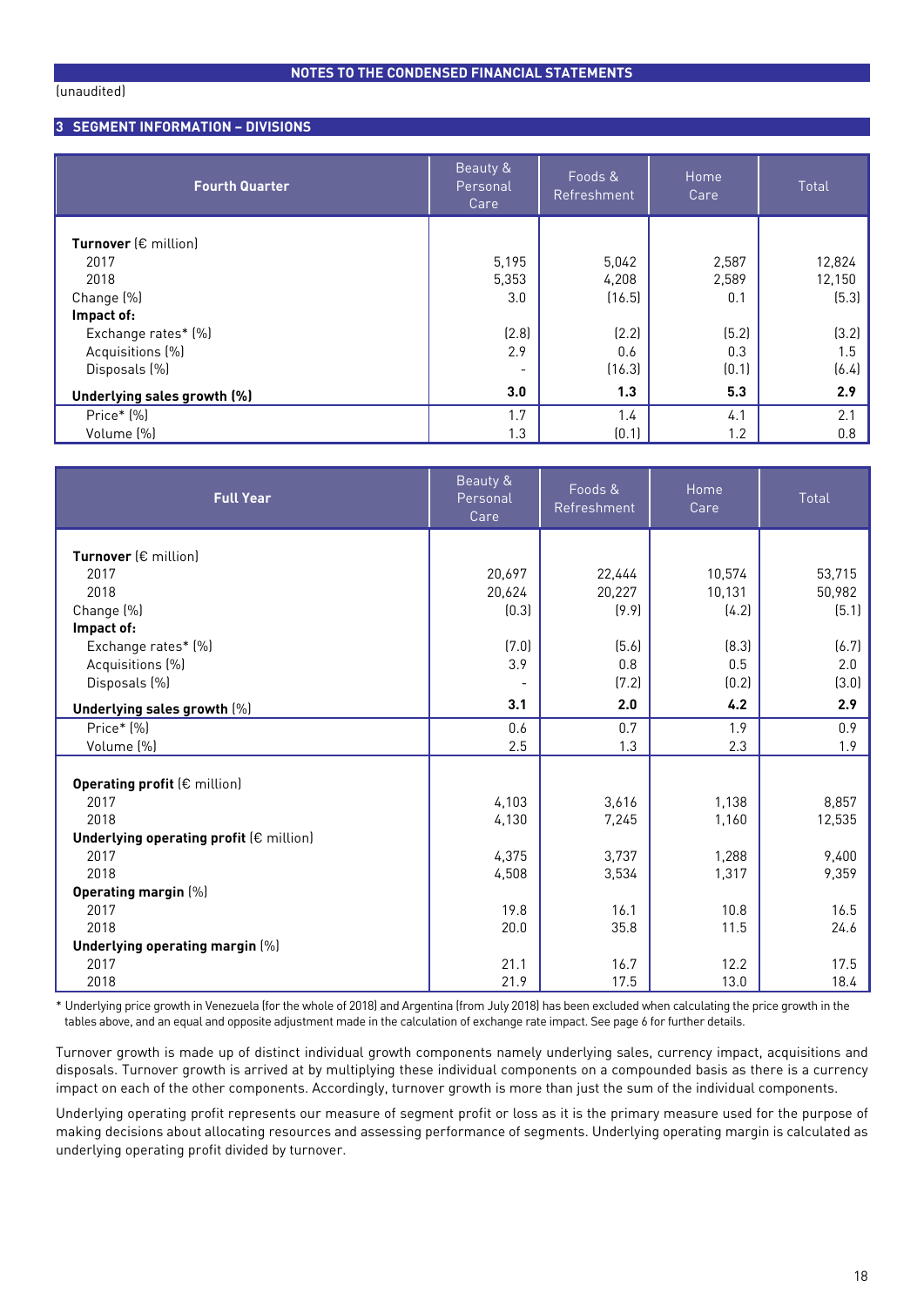## NOTES TO THE CONDENSED FINANCIAL STATEMENTS

(unaudited)

### 3 SEGMENT INFORMATION – DIVISIONS

| Fourth Quarter | Beauty & Personal Care | Foods & Refreshment | Home Care | Total |
|---|---|---|---|---|
| **Turnover** (€ million) | | | | |
| 2017 | 5,195 | 5,042 | 2,587 | 12,824 |
| 2018 | 5,353 | 4,208 | 2,589 | 12,150 |
| Change (%) | 3.0 | (16.5) | 0.1 | (5.3) |
| **Impact of:** | | | | |
| Exchange rates* (%) | (2.8) | (2.2) | (5.2) | (3.2) |
| Acquisitions (%) | 2.9 | 0.6 | 0.3 | 1.5 |
| Disposals (%) | - | (16.3) | (0.1) | (6.4) |
| **Underlying sales growth (%)** | **3.0** | **1.3** | **5.3** | **2.9** |
| Price* (%) | 1.7 | 1.4 | 4.1 | 2.1 |
| Volume (%) | 1.3 | (0.1) | 1.2 | 0.8 |

| Full Year | Beauty & Personal Care | Foods & Refreshment | Home Care | Total |
|---|---|---|---|---|
| **Turnover** (€ million) | | | | |
| 2017 | 20,697 | 22,444 | 10,574 | 53,715 |
| 2018 | 20,624 | 20,227 | 10,131 | 50,982 |
| Change (%) | (0.3) | (9.9) | (4.2) | (5.1) |
| **Impact of:** | | | | |
| Exchange rates* (%) | (7.0) | (5.6) | (8.3) | (6.7) |
| Acquisitions (%) | 3.9 | 0.8 | 0.5 | 2.0 |
| Disposals (%) | - | (7.2) | (0.2) | (3.0) |
| **Underlying sales growth** (%) | **3.1** | **2.0** | **4.2** | **2.9** |
| Price* (%) | 0.6 | 0.7 | 1.9 | 0.9 |
| Volume (%) | 2.5 | 1.3 | 2.3 | 1.9 |
| **Operating profit** (€ million) | | | | |
| 2017 | 4,103 | 3,616 | 1,138 | 8,857 |
| 2018 | 4,130 | 7,245 | 1,160 | 12,535 |
| **Underlying operating profit** (€ million) | | | | |
| 2017 | 4,375 | 3,737 | 1,288 | 9,400 |
| 2018 | 4,508 | 3,534 | 1,317 | 9,359 |
| **Operating margin** (%) | | | | |
| 2017 | 19.8 | 16.1 | 10.8 | 16.5 |
| 2018 | 20.0 | 35.8 | 11.5 | 24.6 |
| **Underlying operating margin** (%) | | | | |
| 2017 | 21.1 | 16.7 | 12.2 | 17.5 |
| 2018 | 21.9 | 17.5 | 13.0 | 18.4 |

\* Underlying price growth in Venezuela (for the whole of 2018) and Argentina (from July 2018) has been excluded when calculating the price growth in the tables above, and an equal and opposite adjustment made in the calculation of exchange rate impact. See page 6 for further details.

Turnover growth is made up of distinct individual growth components namely underlying sales, currency impact, acquisitions and disposals. Turnover growth is arrived at by multiplying these individual components on a compounded basis as there is a currency impact on each of the other components. Accordingly, turnover growth is more than just the sum of the individual components.

Underlying operating profit represents our measure of segment profit or loss as it is the primary measure used for the purpose of making decisions about allocating resources and assessing performance of segments. Underlying operating margin is calculated as underlying operating profit divided by turnover.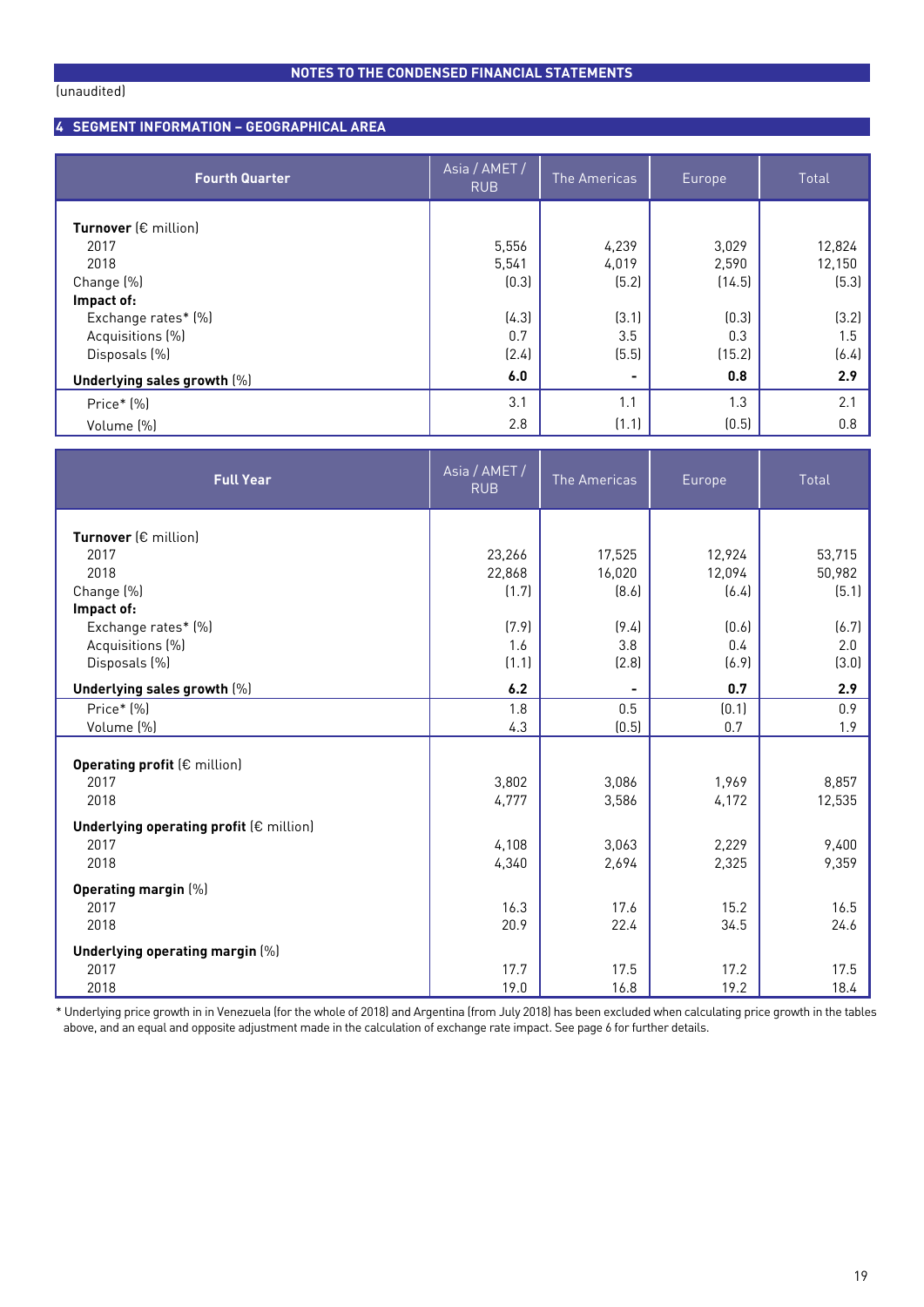NOTES TO THE CONDENSED FINANCIAL STATEMENTS

(unaudited)

## 4 SEGMENT INFORMATION – GEOGRAPHICAL AREA

| **Fourth Quarter** | Asia / AMET / RUB | The Americas | Europe | Total |
|---|---|---|---|---|
| **Turnover** (€ million) | | | | |
| 2017 | 5,556 | 4,239 | 3,029 | 12,824 |
| 2018 | 5,541 | 4,019 | 2,590 | 12,150 |
| Change (%) | (0.3) | (5.2) | (14.5) | (5.3) |
| **Impact of:** | | | | |
| Exchange rates* (%) | (4.3) | (3.1) | (0.3) | (3.2) |
| Acquisitions (%) | 0.7 | 3.5 | 0.3 | 1.5 |
| Disposals (%) | (2.4) | (5.5) | (15.2) | (6.4) |
| **Underlying sales growth** (%) | **6.0** | **-** | **0.8** | **2.9** |
| Price* (%) | 3.1 | 1.1 | 1.3 | 2.1 |
| Volume (%) | 2.8 | (1.1) | (0.5) | 0.8 |

| **Full Year** | Asia / AMET / RUB | The Americas | Europe | Total |
|---|---|---|---|---|
| **Turnover** (€ million) | | | | |
| 2017 | 23,266 | 17,525 | 12,924 | 53,715 |
| 2018 | 22,868 | 16,020 | 12,094 | 50,982 |
| Change (%) | (1.7) | (8.6) | (6.4) | (5.1) |
| **Impact of:** | | | | |
| Exchange rates* (%) | (7.9) | (9.4) | (0.6) | (6.7) |
| Acquisitions (%) | 1.6 | 3.8 | 0.4 | 2.0 |
| Disposals (%) | (1.1) | (2.8) | (6.9) | (3.0) |
| **Underlying sales growth** (%) | **6.2** | **-** | **0.7** | **2.9** |
| Price* (%) | 1.8 | 0.5 | (0.1) | 0.9 |
| Volume (%) | 4.3 | (0.5) | 0.7 | 1.9 |
| **Operating profit** (€ million) | | | | |
| 2017 | 3,802 | 3,086 | 1,969 | 8,857 |
| 2018 | 4,777 | 3,586 | 4,172 | 12,535 |
| **Underlying operating profit** (€ million) | | | | |
| 2017 | 4,108 | 3,063 | 2,229 | 9,400 |
| 2018 | 4,340 | 2,694 | 2,325 | 9,359 |
| **Operating margin** (%) | | | | |
| 2017 | 16.3 | 17.6 | 15.2 | 16.5 |
| 2018 | 20.9 | 22.4 | 34.5 | 24.6 |
| **Underlying operating margin** (%) | | | | |
| 2017 | 17.7 | 17.5 | 17.2 | 17.5 |
| 2018 | 19.0 | 16.8 | 19.2 | 18.4 |

* Underlying price growth in in Venezuela (for the whole of 2018) and Argentina (from July 2018) has been excluded when calculating price growth in the tables above, and an equal and opposite adjustment made in the calculation of exchange rate impact. See page 6 for further details.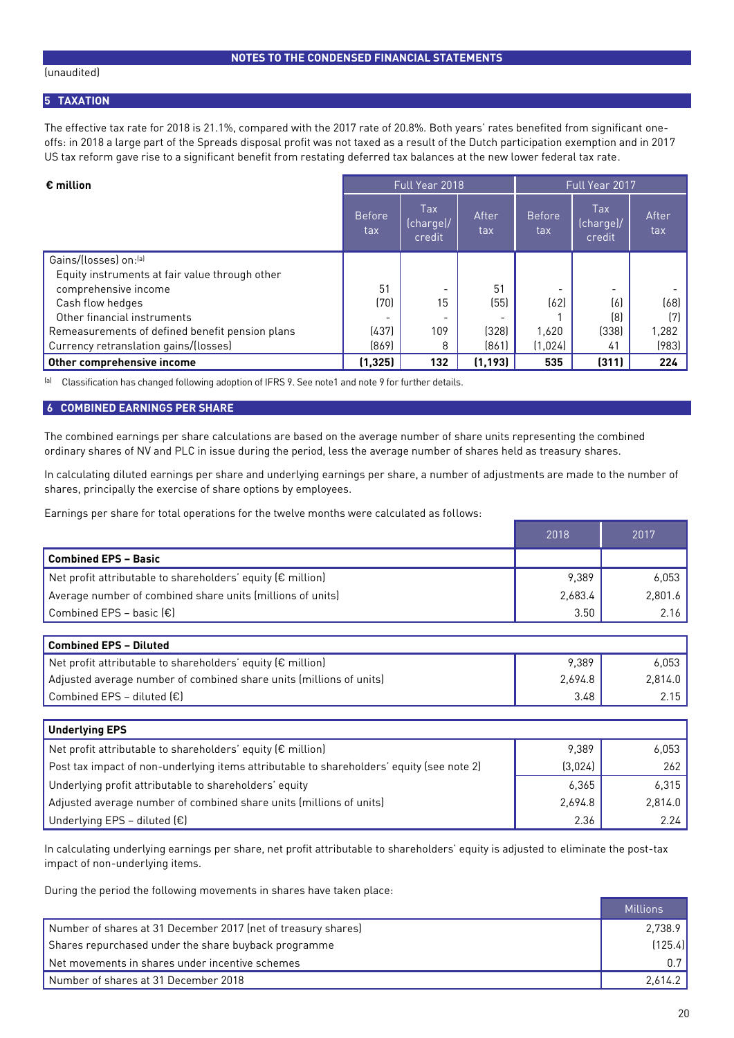## NOTES TO THE CONDENSED FINANCIAL STATEMENTS

(unaudited)

## 5 TAXATION

The effective tax rate for 2018 is 21.1%, compared with the 2017 rate of 20.8%. Both years' rates benefited from significant one-offs: in 2018 a large part of the Spreads disposal profit was not taxed as a result of the Dutch participation exemption and in 2017 US tax reform gave rise to a significant benefit from restating deferred tax balances at the new lower federal tax rate.

| € million | Full Year 2018 | | | Full Year 2017 | | |
|---|---|---|---|---|---|---|
| | Before tax | Tax (charge)/ credit | After tax | Before tax | Tax (charge)/ credit | After tax |
| Gains/(losses) on:[a] | | | | | | |
| Equity instruments at fair value through other comprehensive income | 51 | - | 51 | - | - | - |
| Cash flow hedges | (70) | 15 | (55) | (62) | (6) | (68) |
| Other financial instruments | - | - | - | 1 | (8) | (7) |
| Remeasurements of defined benefit pension plans | (437) | 109 | (328) | 1,620 | (338) | 1,282 |
| Currency retranslation gains/(losses) | (869) | 8 | (861) | (1,024) | 41 | (983) |
| **Other comprehensive income** | **(1,325)** | **132** | **(1,193)** | **535** | **(311)** | **224** |

[a] Classification has changed following adoption of IFRS 9. See note1 and note 9 for further details.

## 6 COMBINED EARNINGS PER SHARE

The combined earnings per share calculations are based on the average number of share units representing the combined ordinary shares of NV and PLC in issue during the period, less the average number of shares held as treasury shares.

In calculating diluted earnings per share and underlying earnings per share, a number of adjustments are made to the number of shares, principally the exercise of share options by employees.

Earnings per share for total operations for the twelve months were calculated as follows:

| | 2018 | 2017 |
|---|---|---|
| **Combined EPS – Basic** | | |
| Net profit attributable to shareholders' equity (€ million) | 9,389 | 6,053 |
| Average number of combined share units (millions of units) | 2,683.4 | 2,801.6 |
| Combined EPS – basic (€) | 3.50 | 2.16 |

| **Combined EPS – Diluted** | | |
|---|---|---|
| Net profit attributable to shareholders' equity (€ million) | 9,389 | 6,053 |
| Adjusted average number of combined share units (millions of units) | 2,694.8 | 2,814.0 |
| Combined EPS – diluted (€) | 3.48 | 2.15 |

| **Underlying EPS** | | |
|---|---|---|
| Net profit attributable to shareholders' equity (€ million) | 9,389 | 6,053 |
| Post tax impact of non-underlying items attributable to shareholders' equity (see note 2) | (3,024) | 262 |
| Underlying profit attributable to shareholders' equity | 6,365 | 6,315 |
| Adjusted average number of combined share units (millions of units) | 2,694.8 | 2,814.0 |
| Underlying EPS – diluted (€) | 2.36 | 2.24 |

In calculating underlying earnings per share, net profit attributable to shareholders' equity is adjusted to eliminate the post-tax impact of non-underlying items.

During the period the following movements in shares have taken place:

| | Millions |
|---|---|
| Number of shares at 31 December 2017 (net of treasury shares) | 2,738.9 |
| Shares repurchased under the share buyback programme | (125.4) |
| Net movements in shares under incentive schemes | 0.7 |
| Number of shares at 31 December 2018 | 2,614.2 |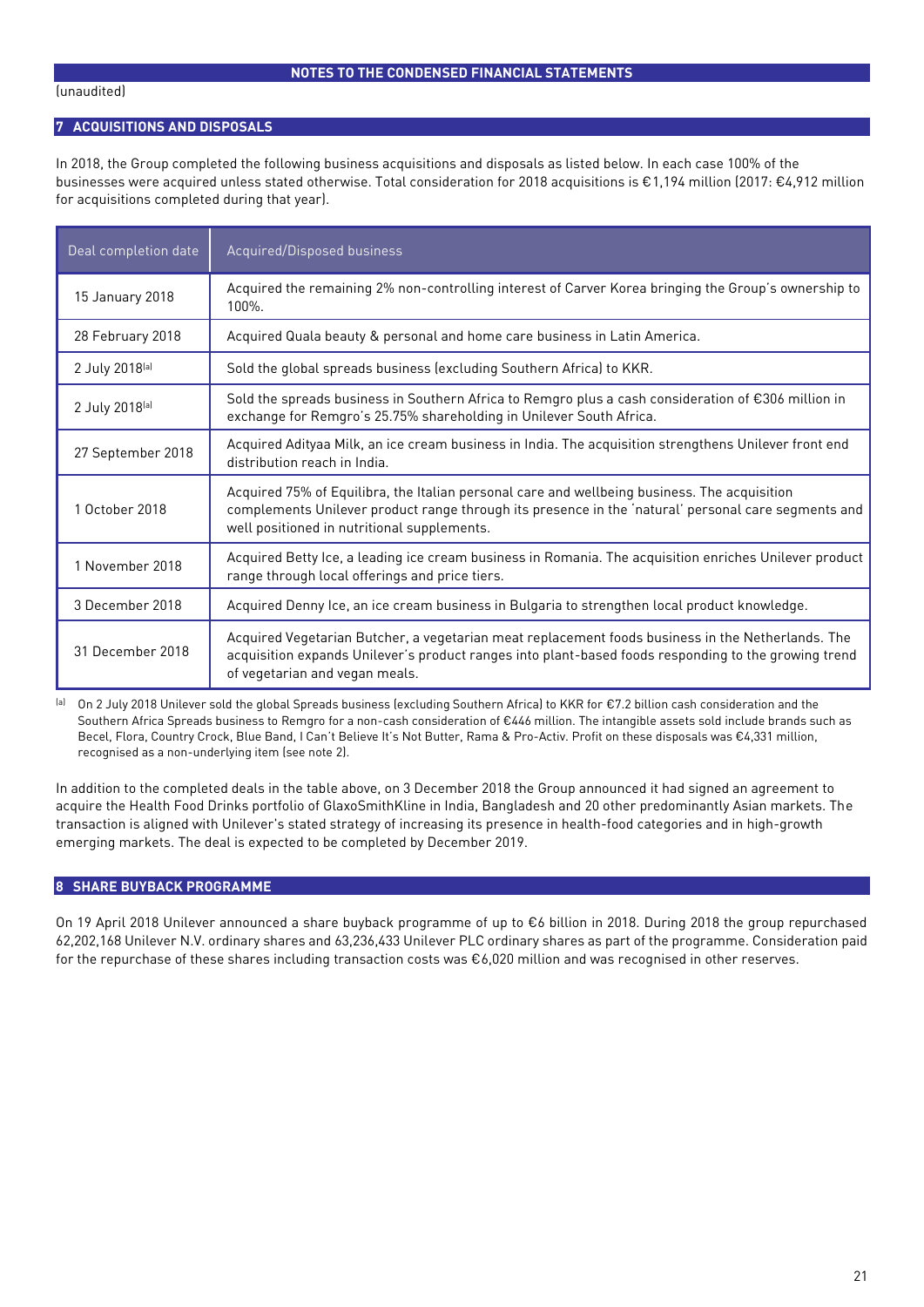NOTES TO THE CONDENSED FINANCIAL STATEMENTS

(unaudited)

## 7 ACQUISITIONS AND DISPOSALS

In 2018, the Group completed the following business acquisitions and disposals as listed below. In each case 100% of the businesses were acquired unless stated otherwise. Total consideration for 2018 acquisitions is €1,194 million (2017: €4,912 million for acquisitions completed during that year).

| Deal completion date | Acquired/Disposed business |
|---|---|
| 15 January 2018 | Acquired the remaining 2% non-controlling interest of Carver Korea bringing the Group's ownership to 100%. |
| 28 February 2018 | Acquired Quala beauty & personal and home care business in Latin America. |
| 2 July 2018[a] | Sold the global spreads business (excluding Southern Africa) to KKR. |
| 2 July 2018[a] | Sold the spreads business in Southern Africa to Remgro plus a cash consideration of €306 million in exchange for Remgro's 25.75% shareholding in Unilever South Africa. |
| 27 September 2018 | Acquired Adityaa Milk, an ice cream business in India. The acquisition strengthens Unilever front end distribution reach in India. |
| 1 October 2018 | Acquired 75% of Equilibra, the Italian personal care and wellbeing business. The acquisition complements Unilever product range through its presence in the 'natural' personal care segments and well positioned in nutritional supplements. |
| 1 November 2018 | Acquired Betty Ice, a leading ice cream business in Romania. The acquisition enriches Unilever product range through local offerings and price tiers. |
| 3 December 2018 | Acquired Denny Ice, an ice cream business in Bulgaria to strengthen local product knowledge. |
| 31 December 2018 | Acquired Vegetarian Butcher, a vegetarian meat replacement foods business in the Netherlands. The acquisition expands Unilever's product ranges into plant-based foods responding to the growing trend of vegetarian and vegan meals. |

[a] On 2 July 2018 Unilever sold the global Spreads business (excluding Southern Africa) to KKR for €7.2 billion cash consideration and the Southern Africa Spreads business to Remgro for a non-cash consideration of €446 million. The intangible assets sold include brands such as Becel, Flora, Country Crock, Blue Band, I Can't Believe It's Not Butter, Rama & Pro-Activ. Profit on these disposals was €4,331 million, recognised as a non-underlying item (see note 2).

In addition to the completed deals in the table above, on 3 December 2018 the Group announced it had signed an agreement to acquire the Health Food Drinks portfolio of GlaxoSmithKline in India, Bangladesh and 20 other predominantly Asian markets. The transaction is aligned with Unilever's stated strategy of increasing its presence in health-food categories and in high-growth emerging markets. The deal is expected to be completed by December 2019.

## 8 SHARE BUYBACK PROGRAMME

On 19 April 2018 Unilever announced a share buyback programme of up to €6 billion in 2018. During 2018 the group repurchased 62,202,168 Unilever N.V. ordinary shares and 63,236,433 Unilever PLC ordinary shares as part of the programme. Consideration paid for the repurchase of these shares including transaction costs was €6,020 million and was recognised in other reserves.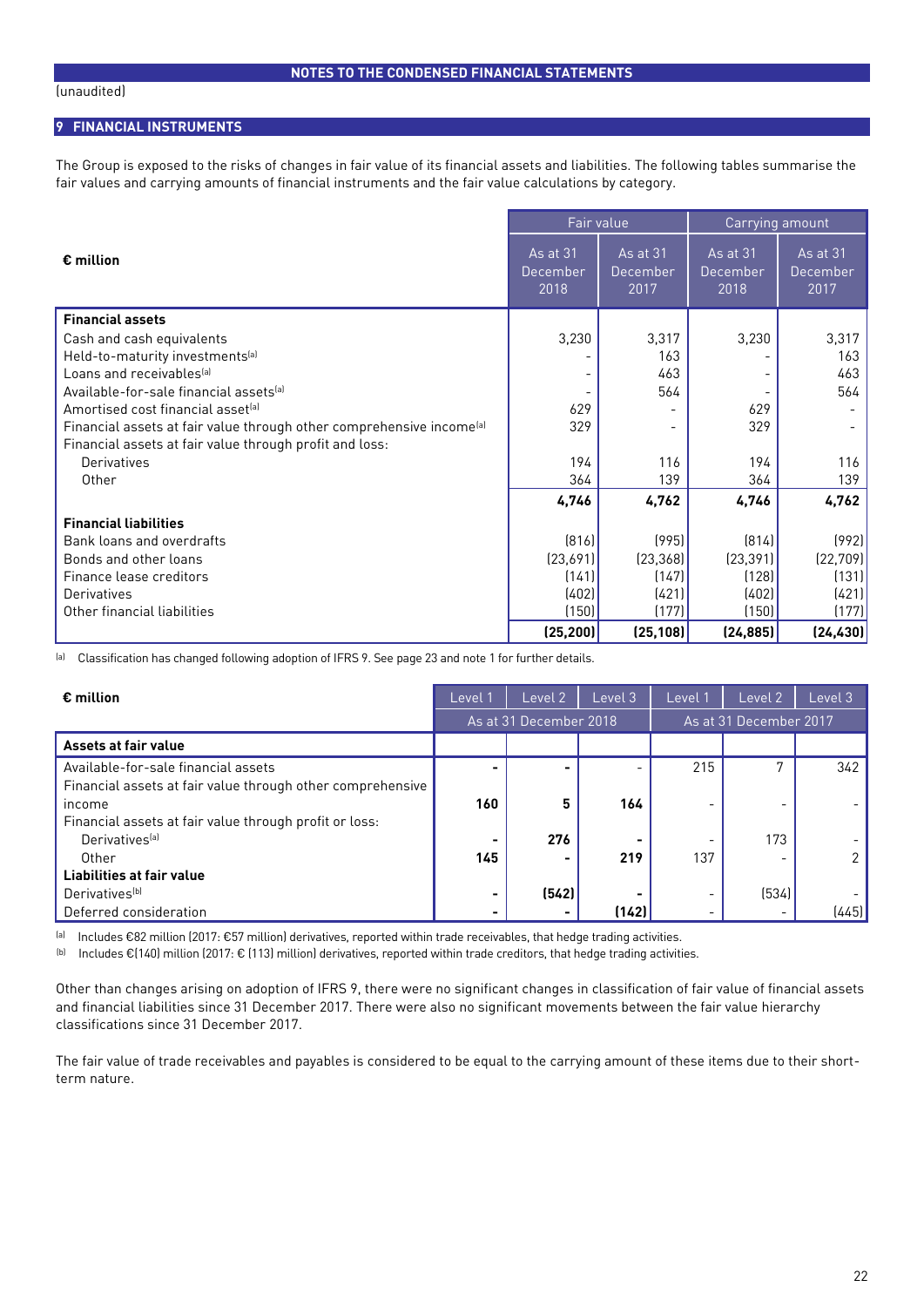(unaudited)

## 9 FINANCIAL INSTRUMENTS

The Group is exposed to the risks of changes in fair value of its financial assets and liabilities. The following tables summarise the fair values and carrying amounts of financial instruments and the fair value calculations by category.

| € million | Fair value | | Carrying amount | |
|---|---|---|---|---|
| | As at 31 December 2018 | As at 31 December 2017 | As at 31 December 2018 | As at 31 December 2017 |
| **Financial assets** | | | | |
| Cash and cash equivalents | 3,230 | 3,317 | 3,230 | 3,317 |
| Held-to-maturity investments[a] | - | 163 | - | 163 |
| Loans and receivables[a] | - | 463 | - | 463 |
| Available-for-sale financial assets[a] | - | 564 | - | 564 |
| Amortised cost financial asset[a] | 629 | - | 629 | - |
| Financial assets at fair value through other comprehensive income[a] | 329 | - | 329 | - |
| Financial assets at fair value through profit and loss: | | | | |
| Derivatives | 194 | 116 | 194 | 116 |
| Other | 364 | 139 | 364 | 139 |
| | **4,746** | **4,762** | **4,746** | **4,762** |
| **Financial liabilities** | | | | |
| Bank loans and overdrafts | (816) | (995) | (814) | (992) |
| Bonds and other loans | (23,691) | (23,368) | (23,391) | (22,709) |
| Finance lease creditors | (141) | (147) | (128) | (131) |
| Derivatives | (402) | (421) | (402) | (421) |
| Other financial liabilities | (150) | (177) | (150) | (177) |
| | **(25,200)** | **(25,108)** | **(24,885)** | **(24,430)** |

[a] Classification has changed following adoption of IFRS 9. See page 23 and note 1 for further details.

| € million | Level 1 | Level 2 | Level 3 | Level 1 | Level 2 | Level 3 |
|---|---|---|---|---|---|---|
| | As at 31 December 2018 | | | As at 31 December 2017 | | |
| **Assets at fair value** | | | | | | |
| Available-for-sale financial assets | - | - | - | 215 | 7 | 342 |
| Financial assets at fair value through other comprehensive income | **160** | **5** | **164** | - | - | - |
| Financial assets at fair value through profit or loss: | | | | | | |
| Derivatives[a] | - | **276** | - | - | 173 | - |
| Other | **145** | - | **219** | 137 | - | 2 |
| **Liabilities at fair value** | | | | | | |
| Derivatives[b] | - | **(542)** | - | - | (534) | - |
| Deferred consideration | - | - | **(142)** | - | - | (445) |

[a] Includes €82 million (2017: €57 million) derivatives, reported within trade receivables, that hedge trading activities.

[b] Includes €(140) million (2017: € (113) million) derivatives, reported within trade creditors, that hedge trading activities.

Other than changes arising on adoption of IFRS 9, there were no significant changes in classification of fair value of financial assets and financial liabilities since 31 December 2017. There were also no significant movements between the fair value hierarchy classifications since 31 December 2017.

The fair value of trade receivables and payables is considered to be equal to the carrying amount of these items due to their short-term nature.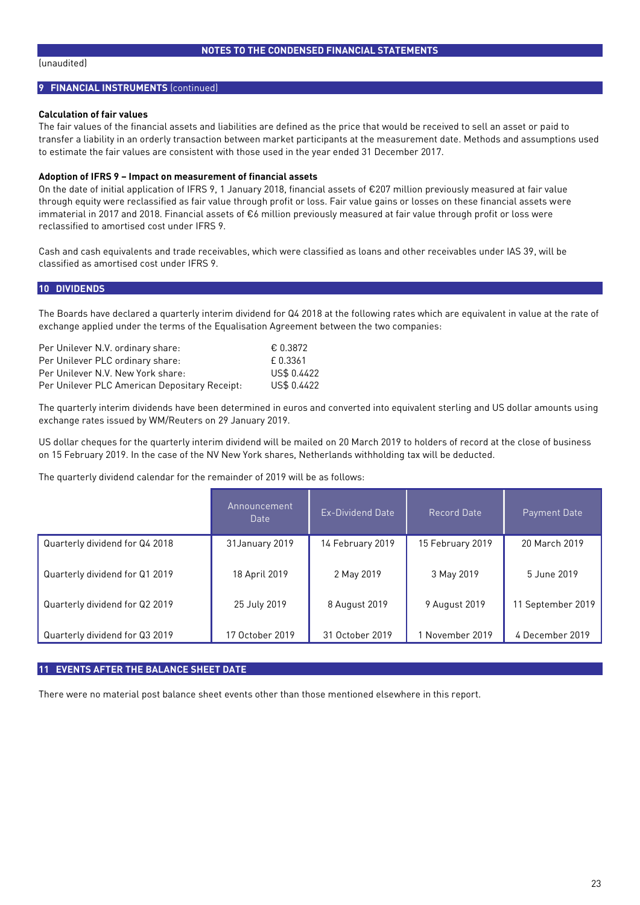## NOTES TO THE CONDENSED FINANCIAL STATEMENTS

(unaudited)

### 9 FINANCIAL INSTRUMENTS (continued)

**Calculation of fair values**

The fair values of the financial assets and liabilities are defined as the price that would be received to sell an asset or paid to transfer a liability in an orderly transaction between market participants at the measurement date. Methods and assumptions used to estimate the fair values are consistent with those used in the year ended 31 December 2017.

**Adoption of IFRS 9 – Impact on measurement of financial assets**

On the date of initial application of IFRS 9, 1 January 2018, financial assets of €207 million previously measured at fair value through equity were reclassified as fair value through profit or loss. Fair value gains or losses on these financial assets were immaterial in 2017 and 2018. Financial assets of €6 million previously measured at fair value through profit or loss were reclassified to amortised cost under IFRS 9.

Cash and cash equivalents and trade receivables, which were classified as loans and other receivables under IAS 39, will be classified as amortised cost under IFRS 9.

### 10 DIVIDENDS

The Boards have declared a quarterly interim dividend for Q4 2018 at the following rates which are equivalent in value at the rate of exchange applied under the terms of the Equalisation Agreement between the two companies:

| | |
|---|---|
| Per Unilever N.V. ordinary share: | € 0.3872 |
| Per Unilever PLC ordinary share: | £ 0.3361 |
| Per Unilever N.V. New York share: | US$ 0.4422 |
| Per Unilever PLC American Depositary Receipt: | US$ 0.4422 |

The quarterly interim dividends have been determined in euros and converted into equivalent sterling and US dollar amounts using exchange rates issued by WM/Reuters on 29 January 2019.

US dollar cheques for the quarterly interim dividend will be mailed on 20 March 2019 to holders of record at the close of business on 15 February 2019. In the case of the NV New York shares, Netherlands withholding tax will be deducted.

The quarterly dividend calendar for the remainder of 2019 will be as follows:

| | Announcement Date | Ex-Dividend Date | Record Date | Payment Date |
|---|---|---|---|---|
| Quarterly dividend for Q4 2018 | 31January 2019 | 14 February 2019 | 15 February 2019 | 20 March 2019 |
| Quarterly dividend for Q1 2019 | 18 April 2019 | 2 May 2019 | 3 May 2019 | 5 June 2019 |
| Quarterly dividend for Q2 2019 | 25 July 2019 | 8 August 2019 | 9 August 2019 | 11 September 2019 |
| Quarterly dividend for Q3 2019 | 17 October 2019 | 31 October 2019 | 1 November 2019 | 4 December 2019 |

### 11 EVENTS AFTER THE BALANCE SHEET DATE

There were no material post balance sheet events other than those mentioned elsewhere in this report.